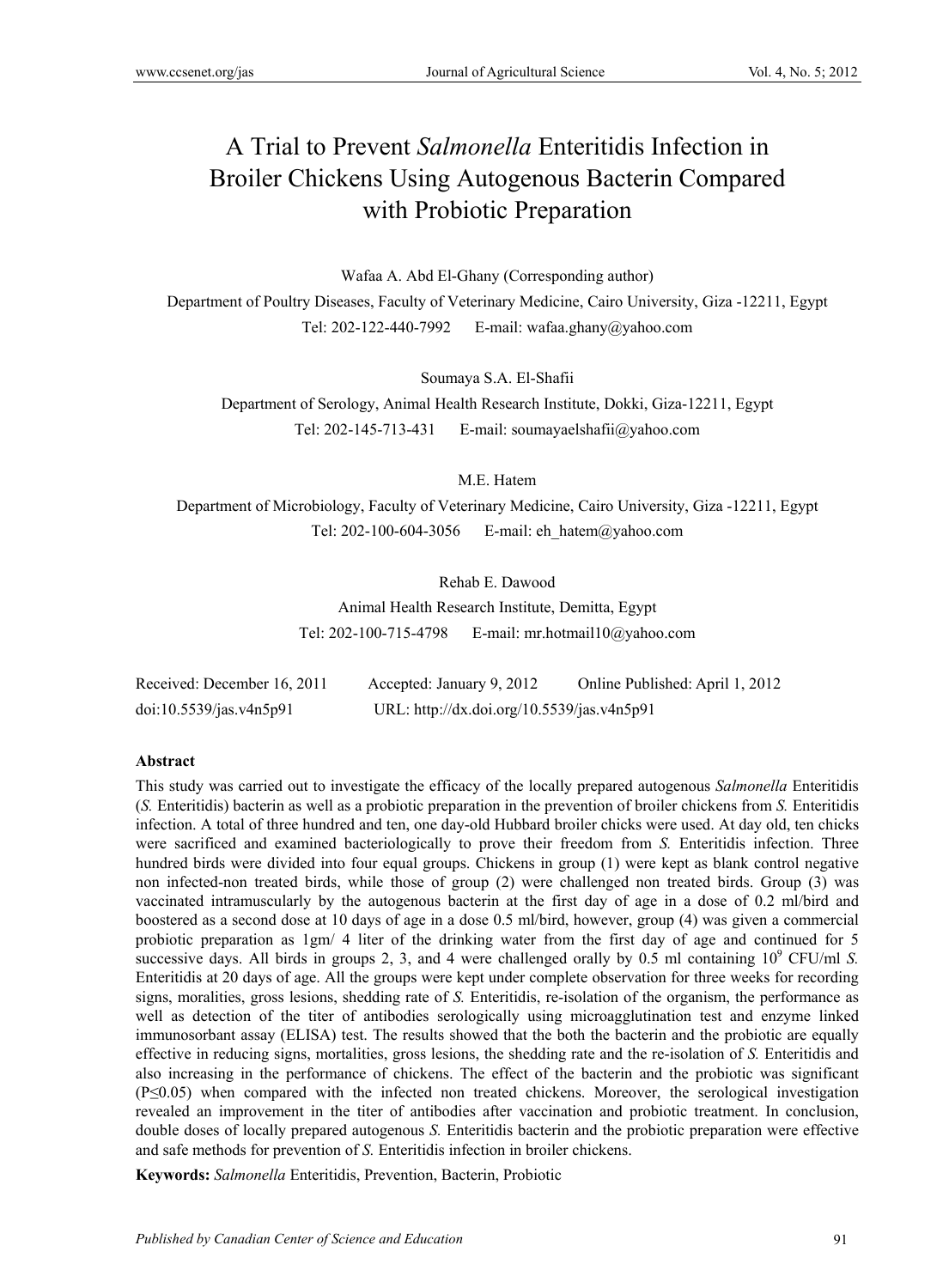# A Trial to Prevent *Salmonella* Enteritidis Infection in Broiler Chickens Using Autogenous Bacterin Compared with Probiotic Preparation

Wafaa A. Abd El-Ghany (Corresponding author)

Department of Poultry Diseases, Faculty of Veterinary Medicine, Cairo University, Giza -12211, Egypt

Tel: 202-122-440-7992 E-mail: wafaa.ghany@yahoo.com

Soumaya S.A. El-Shafii

Department of Serology, Animal Health Research Institute, Dokki, Giza-12211, Egypt

Tel: 202-145-713-431 E-mail: soumayaelshafii@yahoo.com

M.E. Hatem

Department of Microbiology, Faculty of Veterinary Medicine, Cairo University, Giza -12211, Egypt

Tel: 202-100-604-3056 E-mail: eh_hatem@yahoo.com

Rehab E. Dawood

Animal Health Research Institute, Demitta, Egypt

Tel: 202-100-715-4798 E-mail: mr.hotmail10@yahoo.com

Received: December 16, 2011 Accepted: January 9, 2012 Online Published: April 1, 2012

doi:10.5539/jas.v4n5p91 URL: http://dx.doi.org/10.5539/jas.v4n5p91

**Abstract**

This study was carried out to investigate the efficacy of the locally prepared autogenous *Salmonella* Enteritidis (*S.* Enteritidis) bacterin as well as a probiotic preparation in the prevention of broiler chickens from *S.* Enteritidis infection. A total of three hundred and ten, one day-old Hubbard broiler chicks were used. At day old, ten chicks were sacrificed and examined bacteriologically to prove their freedom from *S.* Enteritidis infection. Three hundred birds were divided into four equal groups. Chickens in group (1) were kept as blank control negative non infected-non treated birds, while those of group (2) were challenged non treated birds. Group (3) was vaccinated intramuscularly by the autogenous bacterin at the first day of age in a dose of 0.2 ml/bird and boostered as a second dose at 10 days of age in a dose 0.5 ml/bird, however, group (4) was given a commercial probiotic preparation as 1gm/ 4 liter of the drinking water from the first day of age and continued for 5 successive days. All birds in groups 2, 3, and 4 were challenged orally by 0.5 ml containing $10^9$ CFU/ml *S.* Enteritidis at 20 days of age. All the groups were kept under complete observation for three weeks for recording signs, moralities, gross lesions, shedding rate of *S.* Enteritidis, re-isolation of the organism, the performance as well as detection of the titer of antibodies serologically using microagglutination test and enzyme linked immunosorbant assay (ELISA) test. The results showed that the both the bacterin and the probiotic are equally effective in reducing signs, mortalities, gross lesions, the shedding rate and the re-isolation of *S.* Enteritidis and also increasing in the performance of chickens. The effect of the bacterin and the probiotic was significant ($P \leq 0.05$) when compared with the infected non treated chickens. Moreover, the serological investigation revealed an improvement in the titer of antibodies after vaccination and probiotic treatment. In conclusion, double doses of locally prepared autogenous *S.* Enteritidis bacterin and the probiotic preparation were effective and safe methods for prevention of *S.* Enteritidis infection in broiler chickens.

**Keywords:** *Salmonella* Enteritidis, Prevention, Bacterin, Probiotic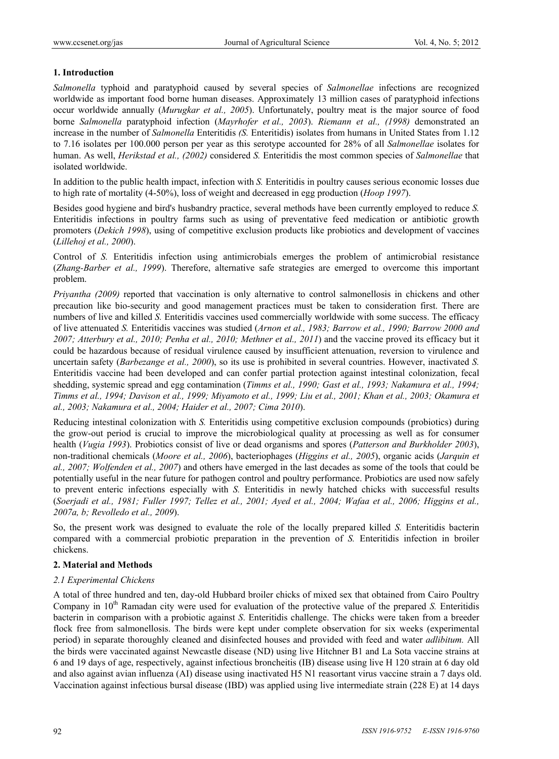## 1. Introduction

*Salmonella* typhoid and paratyphoid caused by several species of *Salmonellae* infections are recognized worldwide as important food borne human diseases. Approximately 13 million cases of paratyphoid infections occur worldwide annually (*Murugkar et al., 2005*). Unfortunately, poultry meat is the major source of food borne *Salmonella* paratyphoid infection (*Mayrhofer et al., 2003*). *Riemann et al., (1998)* demonstrated an increase in the number of *Salmonella* Enteritidis *(S.* Enteritidis) isolates from humans in United States from 1.12 to 7.16 isolates per 100.000 person per year as this serotype accounted for 28% of all *Salmonellae* isolates for human. As well, *Herikstad et al., (2002)* considered *S.* Enteritidis the most common species of *Salmonellae* that isolated worldwide.

In addition to the public health impact, infection with *S.* Enteritidis in poultry causes serious economic losses due to high rate of mortality (4-50%), loss of weight and decreased in egg production (*Hoop 1997*).

Besides good hygiene and bird's husbandry practice, several methods have been currently employed to reduce *S.* Enteritidis infections in poultry farms such as using of preventative feed medication or antibiotic growth promoters (*Dekich 1998*), using of competitive exclusion products like probiotics and development of vaccines (*Lillehoj et al., 2000*).

Control of *S.* Enteritidis infection using antimicrobials emerges the problem of antimicrobial resistance (*Zhang-Barber et al., 1999*). Therefore, alternative safe strategies are emerged to overcome this important problem.

*Priyantha (2009)* reported that vaccination is only alternative to control salmonellosis in chickens and other precaution like bio-security and good management practices must be taken to consideration first. There are numbers of live and killed *S.* Enteritidis vaccines used commercially worldwide with some success. The efficacy of live attenuated *S.* Enteritidis vaccines was studied (*Arnon et al., 1983; Barrow et al., 1990; Barrow 2000 and 2007; Atterbury et al., 2010; Penha et al., 2010; Methner et al., 2011*) and the vaccine proved its efficacy but it could be hazardous because of residual virulence caused by insufficient attenuation, reversion to virulence and uncertain safety (*Barbezange et al., 2000*), so its use is prohibited in several countries. However, inactivated *S.* Enteritidis vaccine had been developed and can confer partial protection against intestinal colonization, fecal shedding, systemic spread and egg contamination (*Timms et al., 1990; Gast et al., 1993; Nakamura et al., 1994; Timms et al., 1994; Davison et al., 1999; Miyamoto et al., 1999; Liu et al., 2001; Khan et al., 2003; Okamura et al., 2003; Nakamura et al., 2004; Haider et al., 2007; Cima 2010*).

Reducing intestinal colonization with *S.* Enteritidis using competitive exclusion compounds (probiotics) during the grow-out period is crucial to improve the microbiological quality at processing as well as for consumer health (*Vugia 1993*). Probiotics consist of live or dead organisms and spores (*Patterson and Burkholder 2003*), non-traditional chemicals (*Moore et al., 2006*), bacteriophages (*Higgins et al., 2005*), organic acids (*Jarquin et al., 2007; Wolfenden et al., 2007*) and others have emerged in the last decades as some of the tools that could be potentially useful in the near future for pathogen control and poultry performance. Probiotics are used now safely to prevent enteric infections especially with *S.* Enteritidis in newly hatched chicks with successful results (*Soerjadi et al., 1981; Fuller 1997; Tellez et al., 2001; Ayed et al., 2004; Wafaa et al., 2006; Higgins et al., 2007a, b; Revolledo et al., 2009*).

So, the present work was designed to evaluate the role of the locally prepared killed *S.* Enteritidis bacterin compared with a commercial probiotic preparation in the prevention of *S.* Enteritidis infection in broiler chickens.

## 2. Material and Methods

### 2.1 Experimental Chickens

A total of three hundred and ten, day-old Hubbard broiler chicks of mixed sex that obtained from Cairo Poultry Company in 10th Ramadan city were used for evaluation of the protective value of the prepared *S.* Enteritidis bacterin in comparison with a probiotic against *S*. Enteritidis challenge. The chicks were taken from a breeder flock free from salmonellosis. The birds were kept under complete observation for six weeks (experimental period) in separate thoroughly cleaned and disinfected houses and provided with feed and water *adlibitum.* All the birds were vaccinated against Newcastle disease (ND) using live Hitchner B1 and La Sota vaccine strains at 6 and 19 days of age, respectively, against infectious broncheitis (IB) disease using live H 120 strain at 6 day old and also against avian influenza (AI) disease using inactivated H5 N1 reasortant virus vaccine strain a 7 days old. Vaccination against infectious bursal disease (IBD) was applied using live intermediate strain (228 E) at 14 days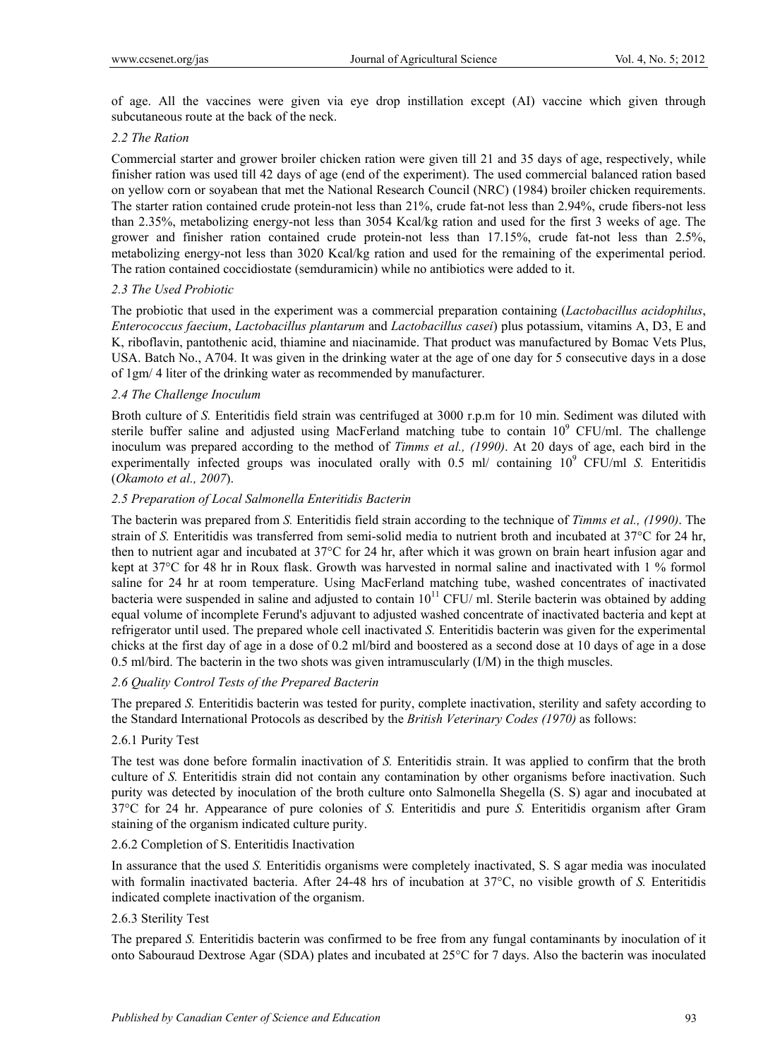of age. All the vaccines were given via eye drop instillation except (AI) vaccine which given through subcutaneous route at the back of the neck.

### 2.2 The Ration

Commercial starter and grower broiler chicken ration were given till 21 and 35 days of age, respectively, while finisher ration was used till 42 days of age (end of the experiment). The used commercial balanced ration based on yellow corn or soyabean that met the National Research Council (NRC) (1984) broiler chicken requirements. The starter ration contained crude protein-not less than 21%, crude fat-not less than 2.94%, crude fibers-not less than 2.35%, metabolizing energy-not less than 3054 Kcal/kg ration and used for the first 3 weeks of age. The grower and finisher ration contained crude protein-not less than 17.15%, crude fat-not less than 2.5%, metabolizing energy-not less than 3020 Kcal/kg ration and used for the remaining of the experimental period. The ration contained coccidiostate (semduramicin) while no antibiotics were added to it.

### 2.3 The Used Probiotic

The probiotic that used in the experiment was a commercial preparation containing (*Lactobacillus acidophilus*, *Enterococcus faecium*, *Lactobacillus plantarum* and *Lactobacillus casei*) plus potassium, vitamins A, D3, E and K, riboflavin, pantothenic acid, thiamine and niacinamide. That product was manufactured by Bomac Vets Plus, USA. Batch No., A704. It was given in the drinking water at the age of one day for 5 consecutive days in a dose of 1gm/ 4 liter of the drinking water as recommended by manufacturer.

### 2.4 The Challenge Inoculum

Broth culture of *S.* Enteritidis field strain was centrifuged at 3000 r.p.m for 10 min. Sediment was diluted with sterile buffer saline and adjusted using MacFerland matching tube to contain $10^9$ CFU/ml. The challenge inoculum was prepared according to the method of *Timms et al., (1990)*. At 20 days of age, each bird in the experimentally infected groups was inoculated orally with 0.5 ml/ containing $10^9$ CFU/ml *S.* Enteritidis (*Okamoto et al., 2007*).

### 2.5 Preparation of Local Salmonella Enteritidis Bacterin

The bacterin was prepared from *S.* Enteritidis field strain according to the technique of *Timms et al., (1990)*. The strain of *S.* Enteritidis was transferred from semi-solid media to nutrient broth and incubated at 37°C for 24 hr, then to nutrient agar and incubated at 37°C for 24 hr, after which it was grown on brain heart infusion agar and kept at 37°C for 48 hr in Roux flask. Growth was harvested in normal saline and inactivated with 1 % formol saline for 24 hr at room temperature. Using MacFerland matching tube, washed concentrates of inactivated bacteria were suspended in saline and adjusted to contain $10^{11}$ CFU/ ml. Sterile bacterin was obtained by adding equal volume of incomplete Ferund's adjuvant to adjusted washed concentrate of inactivated bacteria and kept at refrigerator until used. The prepared whole cell inactivated *S.* Enteritidis bacterin was given for the experimental chicks at the first day of age in a dose of 0.2 ml/bird and boostered as a second dose at 10 days of age in a dose 0.5 ml/bird. The bacterin in the two shots was given intramuscularly (I/M) in the thigh muscles.

### 2.6 Quality Control Tests of the Prepared Bacterin

The prepared *S.* Enteritidis bacterin was tested for purity, complete inactivation, sterility and safety according to the Standard International Protocols as described by the *British Veterinary Codes (1970)* as follows:

#### 2.6.1 Purity Test

The test was done before formalin inactivation of *S.* Enteritidis strain. It was applied to confirm that the broth culture of *S.* Enteritidis strain did not contain any contamination by other organisms before inactivation. Such purity was detected by inoculation of the broth culture onto Salmonella Shegella (S. S) agar and inocubated at 37°C for 24 hr. Appearance of pure colonies of *S.* Enteritidis and pure *S.* Enteritidis organism after Gram staining of the organism indicated culture purity.

#### 2.6.2 Completion of S. Enteritidis Inactivation

In assurance that the used *S.* Enteritidis organisms were completely inactivated, S. S agar media was inoculated with formalin inactivated bacteria. After 24-48 hrs of incubation at 37°C, no visible growth of *S.* Enteritidis indicated complete inactivation of the organism.

#### 2.6.3 Sterility Test

The prepared *S.* Enteritidis bacterin was confirmed to be free from any fungal contaminants by inoculation of it onto Sabouraud Dextrose Agar (SDA) plates and incubated at 25°C for 7 days. Also the bacterin was inoculated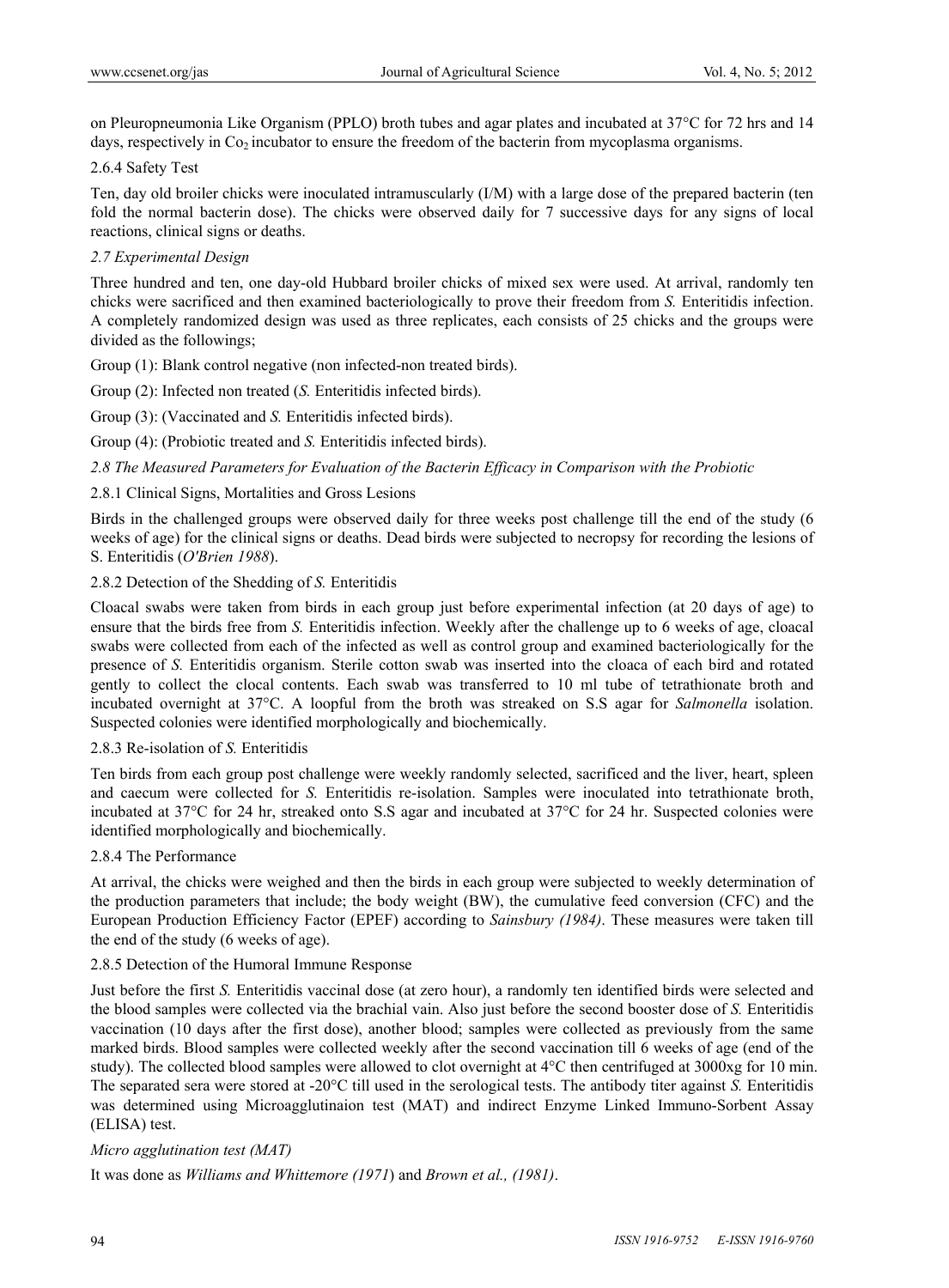on Pleuropneumonia Like Organism (PPLO) broth tubes and agar plates and incubated at 37°C for 72 hrs and 14 days, respectively in $Co_2$ incubator to ensure the freedom of the bacterin from mycoplasma organisms.

2.6.4 Safety Test

Ten, day old broiler chicks were inoculated intramuscularly (I/M) with a large dose of the prepared bacterin (ten fold the normal bacterin dose). The chicks were observed daily for 7 successive days for any signs of local reactions, clinical signs or deaths.

### *2.7 Experimental Design*

Three hundred and ten, one day-old Hubbard broiler chicks of mixed sex were used. At arrival, randomly ten chicks were sacrificed and then examined bacteriologically to prove their freedom from *S.* Enteritidis infection. A completely randomized design was used as three replicates, each consists of 25 chicks and the groups were divided as the followings;

Group (1): Blank control negative (non infected-non treated birds).

Group (2): Infected non treated (*S.* Enteritidis infected birds).

Group (3): (Vaccinated and *S.* Enteritidis infected birds).

Group (4): (Probiotic treated and *S.* Enteritidis infected birds).

### *2.8 The Measured Parameters for Evaluation of the Bacterin Efficacy in Comparison with the Probiotic*

2.8.1 Clinical Signs, Mortalities and Gross Lesions

Birds in the challenged groups were observed daily for three weeks post challenge till the end of the study (6 weeks of age) for the clinical signs or deaths. Dead birds were subjected to necropsy for recording the lesions of S. Enteritidis (*O'Brien 1988*).

2.8.2 Detection of the Shedding of *S.* Enteritidis

Cloacal swabs were taken from birds in each group just before experimental infection (at 20 days of age) to ensure that the birds free from *S.* Enteritidis infection. Weekly after the challenge up to 6 weeks of age, cloacal swabs were collected from each of the infected as well as control group and examined bacteriologically for the presence of *S.* Enteritidis organism. Sterile cotton swab was inserted into the cloaca of each bird and rotated gently to collect the clocal contents. Each swab was transferred to 10 ml tube of tetrathionate broth and incubated overnight at 37°C. A loopful from the broth was streaked on S.S agar for *Salmonella* isolation. Suspected colonies were identified morphologically and biochemically.

2.8.3 Re-isolation of *S.* Enteritidis

Ten birds from each group post challenge were weekly randomly selected, sacrificed and the liver, heart, spleen and caecum were collected for *S.* Enteritidis re-isolation. Samples were inoculated into tetrathionate broth, incubated at 37°C for 24 hr, streaked onto S.S agar and incubated at 37°C for 24 hr. Suspected colonies were identified morphologically and biochemically.

2.8.4 The Performance

At arrival, the chicks were weighed and then the birds in each group were subjected to weekly determination of the production parameters that include; the body weight (BW), the cumulative feed conversion (CFC) and the European Production Efficiency Factor (EPEF) according to *Sainsbury (1984)*. These measures were taken till the end of the study (6 weeks of age).

2.8.5 Detection of the Humoral Immune Response

Just before the first *S.* Enteritidis vaccinal dose (at zero hour), a randomly ten identified birds were selected and the blood samples were collected via the brachial vain. Also just before the second booster dose of *S.* Enteritidis vaccination (10 days after the first dose), another blood; samples were collected as previously from the same marked birds. Blood samples were collected weekly after the second vaccination till 6 weeks of age (end of the study). The collected blood samples were allowed to clot overnight at 4°C then centrifuged at 3000xg for 10 min. The separated sera were stored at -20°C till used in the serological tests. The antibody titer against *S.* Enteritidis was determined using Microagglutinaion test (MAT) and indirect Enzyme Linked Immuno-Sorbent Assay (ELISA) test.

*Micro agglutination test (MAT)*

It was done as *Williams and Whittemore (1971)* and *Brown et al., (1981)*.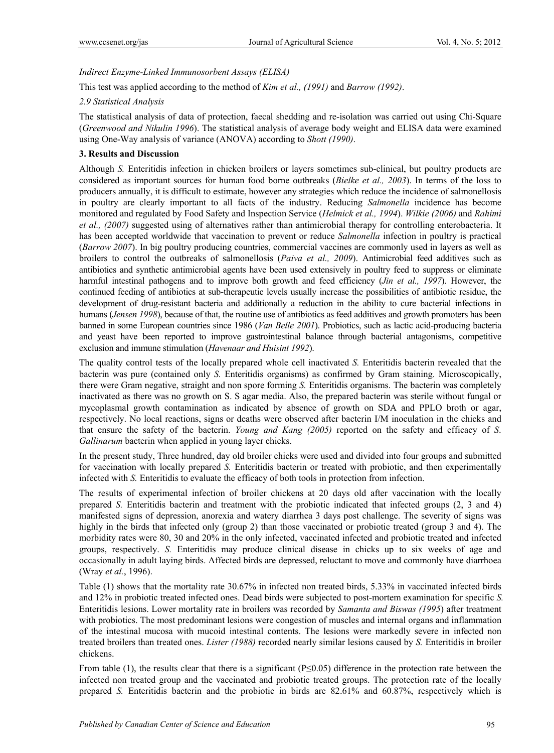*Indirect Enzyme-Linked Immunosorbent Assays (ELISA)*

This test was applied according to the method of *Kim et al., (1991)* and *Barrow (1992)*.

*2.9 Statistical Analysis*

The statistical analysis of data of protection, faecal shedding and re-isolation was carried out using Chi-Square (*Greenwood and Nikulin 1996*). The statistical analysis of average body weight and ELISA data were examined using One-Way analysis of variance (ANOVA) according to *Shott (1990)*.

## 3. Results and Discussion

Although *S.* Enteritidis infection in chicken broilers or layers sometimes sub-clinical, but poultry products are considered as important sources for human food borne outbreaks (*Bielke et al., 2003*). In terms of the loss to producers annually, it is difficult to estimate, however any strategies which reduce the incidence of salmonellosis in poultry are clearly important to all facts of the industry. Reducing *Salmonella* incidence has become monitored and regulated by Food Safety and Inspection Service (*Helmick et al., 1994*). *Wilkie (2006)* and *Rahimi et al., (2007)* suggested using of alternatives rather than antimicrobial therapy for controlling enterobacteria. It has been accepted worldwide that vaccination to prevent or reduce *Salmonella* infection in poultry is practical (*Barrow 2007*). In big poultry producing countries, commercial vaccines are commonly used in layers as well as broilers to control the outbreaks of salmonellosis (*Paiva et al., 2009*). Antimicrobial feed additives such as antibiotics and synthetic antimicrobial agents have been used extensively in poultry feed to suppress or eliminate harmful intestinal pathogens and to improve both growth and feed efficiency (*Jin et al., 1997*). However, the continued feeding of antibiotics at sub-therapeutic levels usually increase the possibilities of antibiotic residue, the development of drug-resistant bacteria and additionally a reduction in the ability to cure bacterial infections in humans (*Jensen 1998*), because of that, the routine use of antibiotics as feed additives and growth promoters has been banned in some European countries since 1986 (*Van Belle 2001*). Probiotics, such as lactic acid-producing bacteria and yeast have been reported to improve gastrointestinal balance through bacterial antagonisms, competitive exclusion and immune stimulation (*Havenaar and Huisint 1992*).

The quality control tests of the locally prepared whole cell inactivated *S.* Enteritidis bacterin revealed that the bacterin was pure (contained only *S.* Enteritidis organisms) as confirmed by Gram staining. Microscopically, there were Gram negative, straight and non spore forming *S.* Enteritidis organisms. The bacterin was completely inactivated as there was no growth on S. S agar media. Also, the prepared bacterin was sterile without fungal or mycoplasmal growth contamination as indicated by absence of growth on SDA and PPLO broth or agar, respectively. No local reactions, signs or deaths were observed after bacterin I/M inoculation in the chicks and that ensure the safety of the bacterin. *Young and Kang (2005)* reported on the safety and efficacy of *S. Gallinarum* bacterin when applied in young layer chicks.

In the present study, Three hundred, day old broiler chicks were used and divided into four groups and submitted for vaccination with locally prepared *S.* Enteritidis bacterin or treated with probiotic, and then experimentally infected with *S.* Enteritidis to evaluate the efficacy of both tools in protection from infection.

The results of experimental infection of broiler chickens at 20 days old after vaccination with the locally prepared *S.* Enteritidis bacterin and treatment with the probiotic indicated that infected groups (2, 3 and 4) manifested signs of depression, anorexia and watery diarrhea 3 days post challenge. The severity of signs was highly in the birds that infected only (group 2) than those vaccinated or probiotic treated (group 3 and 4). The morbidity rates were 80, 30 and 20% in the only infected, vaccinated infected and probiotic treated and infected groups, respectively. *S.* Enteritidis may produce clinical disease in chicks up to six weeks of age and occasionally in adult laying birds. Affected birds are depressed, reluctant to move and commonly have diarrhoea (Wray *et al.*, 1996).

Table (1) shows that the mortality rate 30.67% in infected non treated birds, 5.33% in vaccinated infected birds and 12% in probiotic treated infected ones. Dead birds were subjected to post-mortem examination for specific *S.* Enteritidis lesions. Lower mortality rate in broilers was recorded by *Samanta and Biswas (1995)* after treatment with probiotics. The most predominant lesions were congestion of muscles and internal organs and inflammation of the intestinal mucosa with mucoid intestinal contents. The lesions were markedly severe in infected non treated broilers than treated ones. *Lister (1988)* recorded nearly similar lesions caused by *S.* Enteritidis in broiler chickens.

From table (1), the results clear that there is a significant ($P \leq 0.05$) difference in the protection rate between the infected non treated group and the vaccinated and probiotic treated groups. The protection rate of the locally prepared *S.* Enteritidis bacterin and the probiotic in birds are 82.61% and 60.87%, respectively which is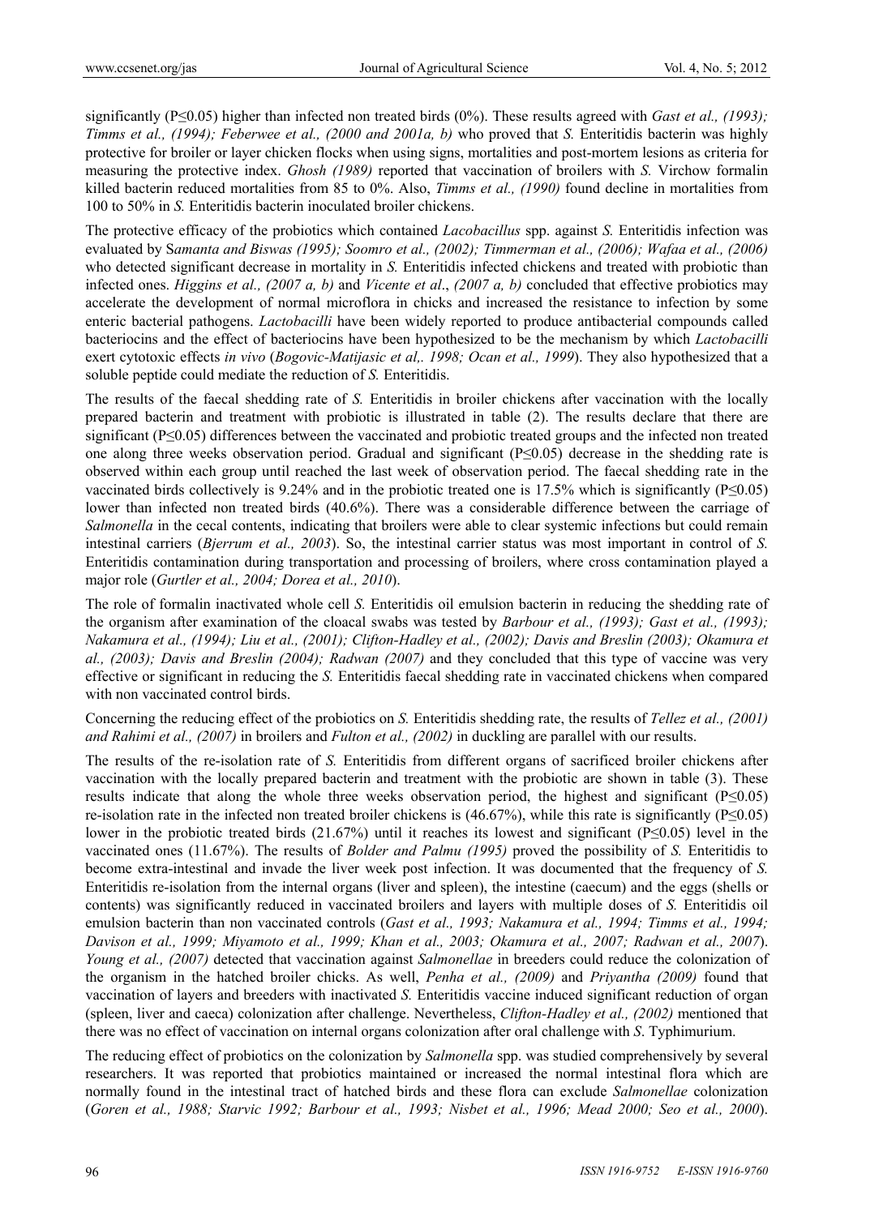significantly (P≤0.05) higher than infected non treated birds (0%). These results agreed with *Gast et al., (1993); Timms et al., (1994); Feberwee et al., (2000 and 2001a, b)* who proved that *S.* Enteritidis bacterin was highly protective for broiler or layer chicken flocks when using signs, mortalities and post-mortem lesions as criteria for measuring the protective index. *Ghosh (1989)* reported that vaccination of broilers with *S.* Virchow formalin killed bacterin reduced mortalities from 85 to 0%. Also, *Timms et al., (1990)* found decline in mortalities from 100 to 50% in *S.* Enteritidis bacterin inoculated broiler chickens.

The protective efficacy of the probiotics which contained *Lacobacillus* spp. against *S.* Enteritidis infection was evaluated by S*amanta and Biswas (1995); Soomro et al., (2002); Timmerman et al., (2006); Wafaa et al., (2006)* who detected significant decrease in mortality in *S.* Enteritidis infected chickens and treated with probiotic than infected ones. *Higgins et al., (2007 a, b)* and *Vicente et al*., *(2007 a, b)* concluded that effective probiotics may accelerate the development of normal microflora in chicks and increased the resistance to infection by some enteric bacterial pathogens. *Lactobacilli* have been widely reported to produce antibacterial compounds called bacteriocins and the effect of bacteriocins have been hypothesized to be the mechanism by which *Lactobacilli* exert cytotoxic effects *in vivo* (*Bogovic-Matijasic et al,. 1998; Ocan et al., 1999*). They also hypothesized that a soluble peptide could mediate the reduction of *S.* Enteritidis.

The results of the faecal shedding rate of *S.* Enteritidis in broiler chickens after vaccination with the locally prepared bacterin and treatment with probiotic is illustrated in table (2). The results declare that there are significant (P≤0.05) differences between the vaccinated and probiotic treated groups and the infected non treated one along three weeks observation period. Gradual and significant (P≤0.05) decrease in the shedding rate is observed within each group until reached the last week of observation period. The faecal shedding rate in the vaccinated birds collectively is 9.24% and in the probiotic treated one is 17.5% which is significantly (P≤0.05) lower than infected non treated birds (40.6%). There was a considerable difference between the carriage of *Salmonella* in the cecal contents, indicating that broilers were able to clear systemic infections but could remain intestinal carriers (*Bjerrum et al., 2003*). So, the intestinal carrier status was most important in control of *S.* Enteritidis contamination during transportation and processing of broilers, where cross contamination played a major role (*Gurtler et al., 2004; Dorea et al., 2010*).

The role of formalin inactivated whole cell *S.* Enteritidis oil emulsion bacterin in reducing the shedding rate of the organism after examination of the cloacal swabs was tested by *Barbour et al., (1993); Gast et al., (1993); Nakamura et al., (1994); Liu et al., (2001); Clifton-Hadley et al., (2002); Davis and Breslin (2003); Okamura et al., (2003); Davis and Breslin (2004); Radwan (2007)* and they concluded that this type of vaccine was very effective or significant in reducing the *S.* Enteritidis faecal shedding rate in vaccinated chickens when compared with non vaccinated control birds.

Concerning the reducing effect of the probiotics on *S.* Enteritidis shedding rate, the results of *Tellez et al., (2001) and Rahimi et al., (2007)* in broilers and *Fulton et al., (2002)* in duckling are parallel with our results.

The results of the re-isolation rate of *S.* Enteritidis from different organs of sacrificed broiler chickens after vaccination with the locally prepared bacterin and treatment with the probiotic are shown in table (3). These results indicate that along the whole three weeks observation period, the highest and significant (P≤0.05) re-isolation rate in the infected non treated broiler chickens is (46.67%), while this rate is significantly (P≤0.05) lower in the probiotic treated birds (21.67%) until it reaches its lowest and significant (P≤0.05) level in the vaccinated ones (11.67%). The results of *Bolder and Palmu (1995)* proved the possibility of *S.* Enteritidis to become extra-intestinal and invade the liver week post infection. It was documented that the frequency of *S.* Enteritidis re-isolation from the internal organs (liver and spleen), the intestine (caecum) and the eggs (shells or contents) was significantly reduced in vaccinated broilers and layers with multiple doses of *S.* Enteritidis oil emulsion bacterin than non vaccinated controls (*Gast et al., 1993; Nakamura et al., 1994; Timms et al., 1994; Davison et al., 1999; Miyamoto et al., 1999; Khan et al., 2003; Okamura et al., 2007; Radwan et al., 2007*). *Young et al., (2007)* detected that vaccination against *Salmonellae* in breeders could reduce the colonization of the organism in the hatched broiler chicks. As well, *Penha et al., (2009)* and *Priyantha (2009)* found that vaccination of layers and breeders with inactivated *S.* Enteritidis vaccine induced significant reduction of organ (spleen, liver and caeca) colonization after challenge. Nevertheless, *Clifton-Hadley et al., (2002)* mentioned that there was no effect of vaccination on internal organs colonization after oral challenge with *S*. Typhimurium.

The reducing effect of probiotics on the colonization by *Salmonella* spp. was studied comprehensively by several researchers. It was reported that probiotics maintained or increased the normal intestinal flora which are normally found in the intestinal tract of hatched birds and these flora can exclude *Salmonellae* colonization (*Goren et al., 1988; Starvic 1992; Barbour et al., 1993; Nisbet et al., 1996; Mead 2000; Seo et al., 2000*).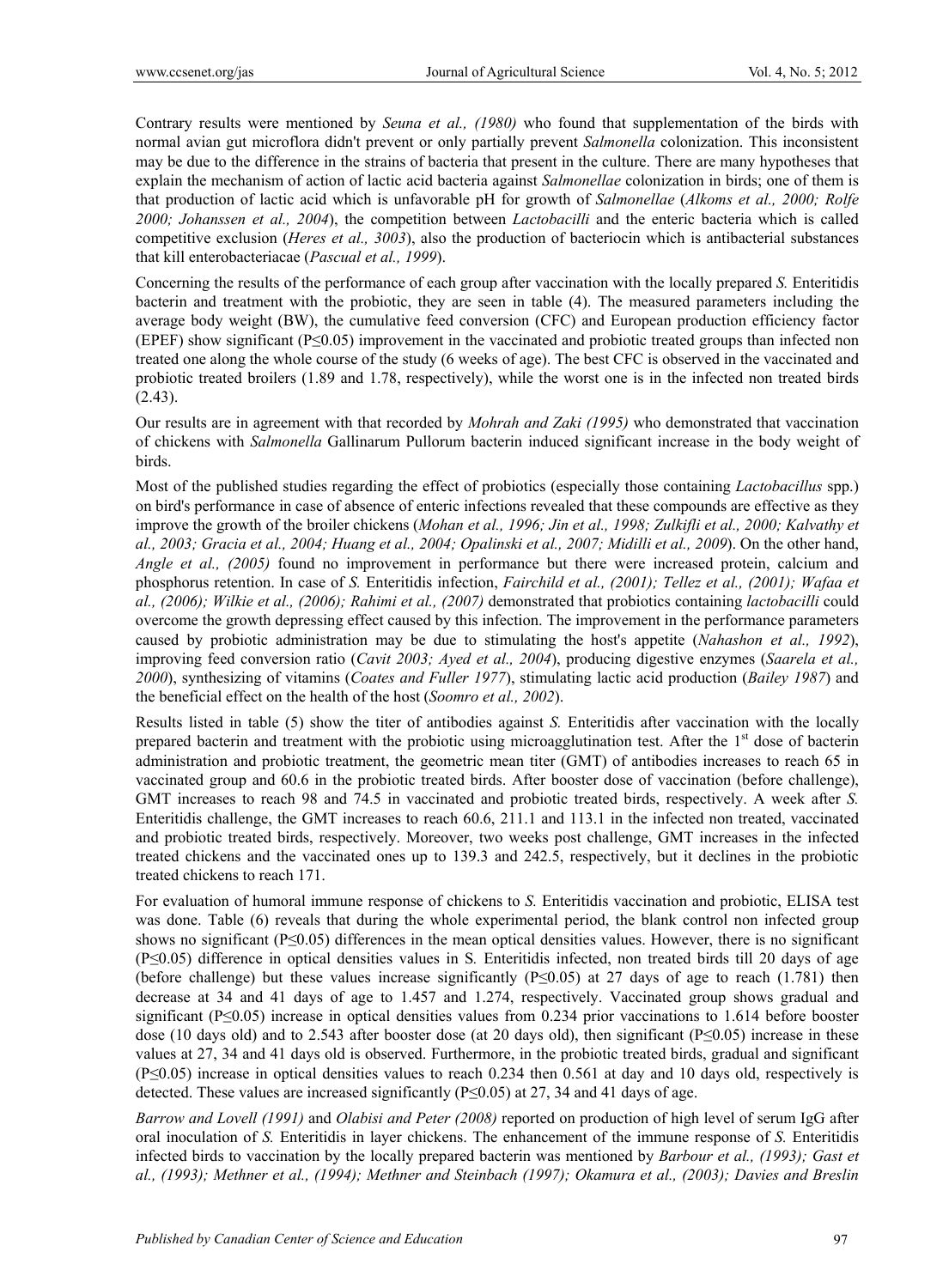Contrary results were mentioned by *Seuna et al., (1980)* who found that supplementation of the birds with normal avian gut microflora didn't prevent or only partially prevent *Salmonella* colonization. This inconsistent may be due to the difference in the strains of bacteria that present in the culture. There are many hypotheses that explain the mechanism of action of lactic acid bacteria against *Salmonellae* colonization in birds; one of them is that production of lactic acid which is unfavorable pH for growth of *Salmonellae* (*Alkoms et al., 2000; Rolfe 2000; Johanssen et al., 2004*), the competition between *Lactobacilli* and the enteric bacteria which is called competitive exclusion (*Heres et al., 3003*), also the production of bacteriocin which is antibacterial substances that kill enterobacteriacae (*Pascual et al., 1999*).

Concerning the results of the performance of each group after vaccination with the locally prepared *S.* Enteritidis bacterin and treatment with the probiotic, they are seen in table (4). The measured parameters including the average body weight (BW), the cumulative feed conversion (CFC) and European production efficiency factor (EPEF) show significant (P≤0.05) improvement in the vaccinated and probiotic treated groups than infected non treated one along the whole course of the study (6 weeks of age). The best CFC is observed in the vaccinated and probiotic treated broilers (1.89 and 1.78, respectively), while the worst one is in the infected non treated birds (2.43).

Our results are in agreement with that recorded by *Mohrah and Zaki (1995)* who demonstrated that vaccination of chickens with *Salmonella* Gallinarum Pullorum bacterin induced significant increase in the body weight of birds.

Most of the published studies regarding the effect of probiotics (especially those containing *Lactobacillus* spp.) on bird's performance in case of absence of enteric infections revealed that these compounds are effective as they improve the growth of the broiler chickens (*Mohan et al., 1996; Jin et al., 1998; Zulkifli et al., 2000; Kalvathy et al., 2003; Gracia et al., 2004; Huang et al., 2004; Opalinski et al., 2007; Midilli et al., 2009*). On the other hand, *Angle et al., (2005)* found no improvement in performance but there were increased protein, calcium and phosphorus retention. In case of *S.* Enteritidis infection, *Fairchild et al., (2001); Tellez et al., (2001); Wafaa et al., (2006); Wilkie et al., (2006); Rahimi et al., (2007)* demonstrated that probiotics containing *lactobacilli* could overcome the growth depressing effect caused by this infection. The improvement in the performance parameters caused by probiotic administration may be due to stimulating the host's appetite (*Nahashon et al., 1992*), improving feed conversion ratio (*Cavit 2003; Ayed et al., 2004*), producing digestive enzymes (*Saarela et al., 2000*), synthesizing of vitamins (*Coates and Fuller 1977*), stimulating lactic acid production (*Bailey 1987*) and the beneficial effect on the health of the host (*Soomro et al., 2002*).

Results listed in table (5) show the titer of antibodies against *S.* Enteritidis after vaccination with the locally prepared bacterin and treatment with the probiotic using microagglutination test. After the 1st dose of bacterin administration and probiotic treatment, the geometric mean titer (GMT) of antibodies increases to reach 65 in vaccinated group and 60.6 in the probiotic treated birds. After booster dose of vaccination (before challenge), GMT increases to reach 98 and 74.5 in vaccinated and probiotic treated birds, respectively. A week after *S.* Enteritidis challenge, the GMT increases to reach 60.6, 211.1 and 113.1 in the infected non treated, vaccinated and probiotic treated birds, respectively. Moreover, two weeks post challenge, GMT increases in the infected treated chickens and the vaccinated ones up to 139.3 and 242.5, respectively, but it declines in the probiotic treated chickens to reach 171.

For evaluation of humoral immune response of chickens to *S.* Enteritidis vaccination and probiotic, ELISA test was done. Table (6) reveals that during the whole experimental period, the blank control non infected group shows no significant (P≤0.05) differences in the mean optical densities values. However, there is no significant (P≤0.05) difference in optical densities values in S. Enteritidis infected, non treated birds till 20 days of age (before challenge) but these values increase significantly (P≤0.05) at 27 days of age to reach (1.781) then decrease at 34 and 41 days of age to 1.457 and 1.274, respectively. Vaccinated group shows gradual and significant (P≤0.05) increase in optical densities values from 0.234 prior vaccinations to 1.614 before booster dose (10 days old) and to 2.543 after booster dose (at 20 days old), then significant (P≤0.05) increase in these values at 27, 34 and 41 days old is observed. Furthermore, in the probiotic treated birds, gradual and significant (P≤0.05) increase in optical densities values to reach 0.234 then 0.561 at day and 10 days old, respectively is detected. These values are increased significantly (P≤0.05) at 27, 34 and 41 days of age.

*Barrow and Lovell (1991)* and *Olabisi and Peter (2008)* reported on production of high level of serum IgG after oral inoculation of *S.* Enteritidis in layer chickens. The enhancement of the immune response of *S.* Enteritidis infected birds to vaccination by the locally prepared bacterin was mentioned by *Barbour et al., (1993); Gast et al., (1993); Methner et al., (1994); Methner and Steinbach (1997); Okamura et al., (2003); Davies and Breslin*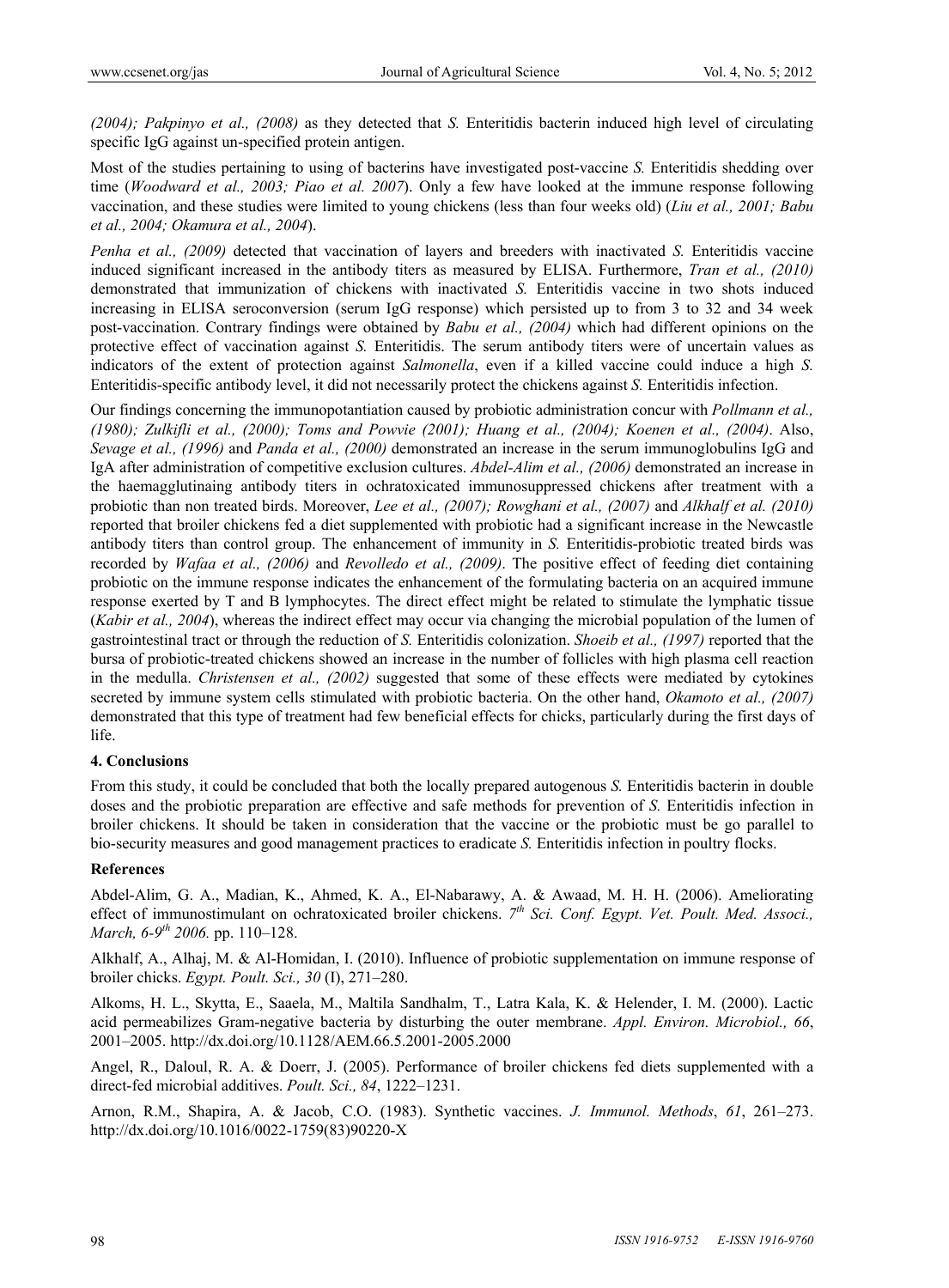*(2004); Pakpinyo et al., (2008)* as they detected that *S.* Enteritidis bacterin induced high level of circulating specific IgG against un-specified protein antigen.

Most of the studies pertaining to using of bacterins have investigated post-vaccine *S.* Enteritidis shedding over time (*Woodward et al., 2003; Piao et al. 2007*). Only a few have looked at the immune response following vaccination, and these studies were limited to young chickens (less than four weeks old) (*Liu et al., 2001; Babu et al., 2004; Okamura et al., 2004*).

*Penha et al., (2009)* detected that vaccination of layers and breeders with inactivated *S.* Enteritidis vaccine induced significant increased in the antibody titers as measured by ELISA. Furthermore, *Tran et al., (2010)* demonstrated that immunization of chickens with inactivated *S.* Enteritidis vaccine in two shots induced increasing in ELISA seroconversion (serum IgG response) which persisted up to from 3 to 32 and 34 week post-vaccination. Contrary findings were obtained by *Babu et al., (2004)* which had different opinions on the protective effect of vaccination against *S.* Enteritidis. The serum antibody titers were of uncertain values as indicators of the extent of protection against *Salmonella*, even if a killed vaccine could induce a high *S.* Enteritidis-specific antibody level, it did not necessarily protect the chickens against *S.* Enteritidis infection.

Our findings concerning the immunopotantiation caused by probiotic administration concur with *Pollmann et al., (1980); Zulkifli et al., (2000); Toms and Powvie (2001); Huang et al., (2004); Koenen et al., (2004)*. Also, *Sevage et al., (1996)* and *Panda et al., (2000)* demonstrated an increase in the serum immunoglobulins IgG and IgA after administration of competitive exclusion cultures. *Abdel-Alim et al., (2006)* demonstrated an increase in the haemagglutinaing antibody titers in ochratoxicated immunosuppressed chickens after treatment with a probiotic than non treated birds. Moreover, *Lee et al., (2007); Rowghani et al., (2007)* and *Alkhalf et al. (2010)* reported that broiler chickens fed a diet supplemented with probiotic had a significant increase in the Newcastle antibody titers than control group. The enhancement of immunity in *S.* Enteritidis-probiotic treated birds was recorded by *Wafaa et al., (2006)* and *Revolledo et al., (2009)*. The positive effect of feeding diet containing probiotic on the immune response indicates the enhancement of the formulating bacteria on an acquired immune response exerted by T and B lymphocytes. The direct effect might be related to stimulate the lymphatic tissue (*Kabir et al., 2004*), whereas the indirect effect may occur via changing the microbial population of the lumen of gastrointestinal tract or through the reduction of *S.* Enteritidis colonization. *Shoeib et al., (1997)* reported that the bursa of probiotic-treated chickens showed an increase in the number of follicles with high plasma cell reaction in the medulla. *Christensen et al., (2002)* suggested that some of these effects were mediated by cytokines secreted by immune system cells stimulated with probiotic bacteria. On the other hand, *Okamoto et al., (2007)* demonstrated that this type of treatment had few beneficial effects for chicks, particularly during the first days of life.

## 4. Conclusions

From this study, it could be concluded that both the locally prepared autogenous *S.* Enteritidis bacterin in double doses and the probiotic preparation are effective and safe methods for prevention of *S.* Enteritidis infection in broiler chickens. It should be taken in consideration that the vaccine or the probiotic must be go parallel to bio-security measures and good management practices to eradicate *S.* Enteritidis infection in poultry flocks.

## References

Abdel-Alim, G. A., Madian, K., Ahmed, K. A., El-Nabarawy, A. & Awaad, M. H. H. (2006). Ameliorating effect of immunostimulant on ochratoxicated broiler chickens. *7th Sci. Conf. Egypt. Vet. Poult. Med. Associ., March, 6-9th 2006.* pp. 110–128.

Alkhalf, A., Alhaj, M. & Al-Homidan, I. (2010). Influence of probiotic supplementation on immune response of broiler chicks. *Egypt. Poult. Sci., 30* (I), 271–280.

Alkoms, H. L., Skytta, E., Saaela, M., Maltila Sandhalm, T., Latra Kala, K. & Helender, I. M. (2000). Lactic acid permeabilizes Gram-negative bacteria by disturbing the outer membrane. *Appl. Environ. Microbiol., 66*, 2001–2005. http://dx.doi.org/10.1128/AEM.66.5.2001-2005.2000

Angel, R., Daloul, R. A. & Doerr, J. (2005). Performance of broiler chickens fed diets supplemented with a direct-fed microbial additives. *Poult. Sci., 84*, 1222–1231.

Arnon, R.M., Shapira, A. & Jacob, C.O. (1983). Synthetic vaccines. *J. Immunol. Methods*, *61*, 261–273. http://dx.doi.org/10.1016/0022-1759(83)90220-X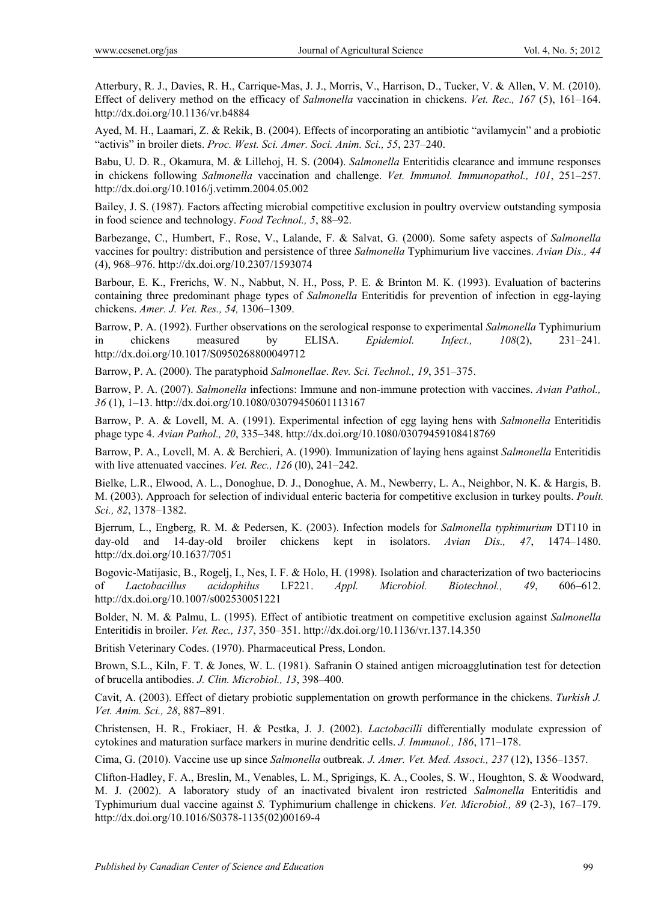Atterbury, R. J., Davies, R. H., Carrique-Mas, J. J., Morris, V., Harrison, D., Tucker, V. & Allen, V. M. (2010). Effect of delivery method on the efficacy of *Salmonella* vaccination in chickens. *Vet. Rec., 167* (5), 161–164. http://dx.doi.org/10.1136/vr.b4884

Ayed, M. H., Laamari, Z. & Rekik, B. (2004). Effects of incorporating an antibiotic "avilamycin" and a probiotic "activis" in broiler diets. *Proc. West. Sci. Amer. Soci. Anim. Sci., 55*, 237–240.

Babu, U. D. R., Okamura, M. & Lillehoj, H. S. (2004). *Salmonella* Enteritidis clearance and immune responses in chickens following *Salmonella* vaccination and challenge. *Vet. Immunol. Immunopathol., 101*, 251–257. http://dx.doi.org/10.1016/j.vetimm.2004.05.002

Bailey, J. S. (1987). Factors affecting microbial competitive exclusion in poultry overview outstanding symposia in food science and technology. *Food Technol., 5*, 88–92.

Barbezange, C., Humbert, F., Rose, V., Lalande, F. & Salvat, G. (2000). Some safety aspects of *Salmonella* vaccines for poultry: distribution and persistence of three *Salmonella* Typhimurium live vaccines. *Avian Dis., 44* (4), 968–976. http://dx.doi.org/10.2307/1593074

Barbour, E. K., Frerichs, W. N., Nabbut, N. H., Poss, P. E. & Brinton M. K. (1993). Evaluation of bacterins containing three predominant phage types of *Salmonella* Enteritidis for prevention of infection in egg-laying chickens. *Amer. J. Vet. Res., 54,* 1306–1309.

Barrow, P. A. (1992). Further observations on the serological response to experimental *Salmonella* Typhimurium in chickens measured by ELISA. *Epidemiol. Infect., 108*(2), 231–241. http://dx.doi.org/10.1017/S0950268800049712

Barrow, P. A. (2000). The paratyphoid *Salmonellae*. *Rev. Sci. Technol., 19*, 351–375.

Barrow, P. A. (2007). *Salmonella* infections: Immune and non-immune protection with vaccines. *Avian Pathol., 36* (1), 1–13. http://dx.doi.org/10.1080/03079450601113167

Barrow, P. A. & Lovell, M. A. (1991). Experimental infection of egg laying hens with *Salmonella* Enteritidis phage type 4. *Avian Pathol., 20*, 335–348. http://dx.doi.org/10.1080/03079459108418769

Barrow, P. A., Lovell, M. A. & Berchieri, A. (1990). Immunization of laying hens against *Salmonella* Enteritidis with live attenuated vaccines. *Vet. Rec., 126* (l0), 241–242.

Bielke, L.R., Elwood, A. L., Donoghue, D. J., Donoghue, A. M., Newberry, L. A., Neighbor, N. K. & Hargis, B. M. (2003). Approach for selection of individual enteric bacteria for competitive exclusion in turkey poults. *Poult. Sci., 82*, 1378–1382.

Bjerrum, L., Engberg, R. M. & Pedersen, K. (2003). Infection models for *Salmonella typhimurium* DT110 in day-old and 14-day-old broiler chickens kept in isolators. *Avian Dis., 47*, 1474–1480. http://dx.doi.org/10.1637/7051

Bogovic-Matijasic, B., Rogelj, I., Nes, I. F. & Holo, H. (1998). Isolation and characterization of two bacteriocins of *Lactobacillus acidophilus* LF221. *Appl. Microbiol. Biotechnol., 49*, 606–612. http://dx.doi.org/10.1007/s002530051221

Bolder, N. M. & Palmu, L. (1995). Effect of antibiotic treatment on competitive exclusion against *Salmonella* Enteritidis in broiler. *Vet. Rec., 137*, 350–351. http://dx.doi.org/10.1136/vr.137.14.350

British Veterinary Codes. (1970). Pharmaceutical Press, London.

Brown, S.L., Kiln, F. T. & Jones, W. L. (1981). Safranin O stained antigen microagglutination test for detection of brucella antibodies. *J. Clin. Microbiol., 13*, 398–400.

Cavit, A. (2003). Effect of dietary probiotic supplementation on growth performance in the chickens. *Turkish J. Vet. Anim. Sci., 28*, 887–891.

Christensen, H. R., Frokiaer, H. & Pestka, J. J. (2002). *Lactobacilli* differentially modulate expression of cytokines and maturation surface markers in murine dendritic cells. *J. Immunol., 186*, 171–178.

Cima, G. (2010). Vaccine use up since *Salmonella* outbreak. *J. Amer. Vet. Med. Associ., 237* (12), 1356–1357.

Clifton-Hadley, F. A., Breslin, M., Venables, L. M., Sprigings, K. A., Cooles, S. W., Houghton, S. & Woodward, M. J. (2002). A laboratory study of an inactivated bivalent iron restricted *Salmonella* Enteritidis and Typhimurium dual vaccine against *S.* Typhimurium challenge in chickens. *Vet. Microbiol., 89* (2-3), 167–179. http://dx.doi.org/10.1016/S0378-1135(02)00169-4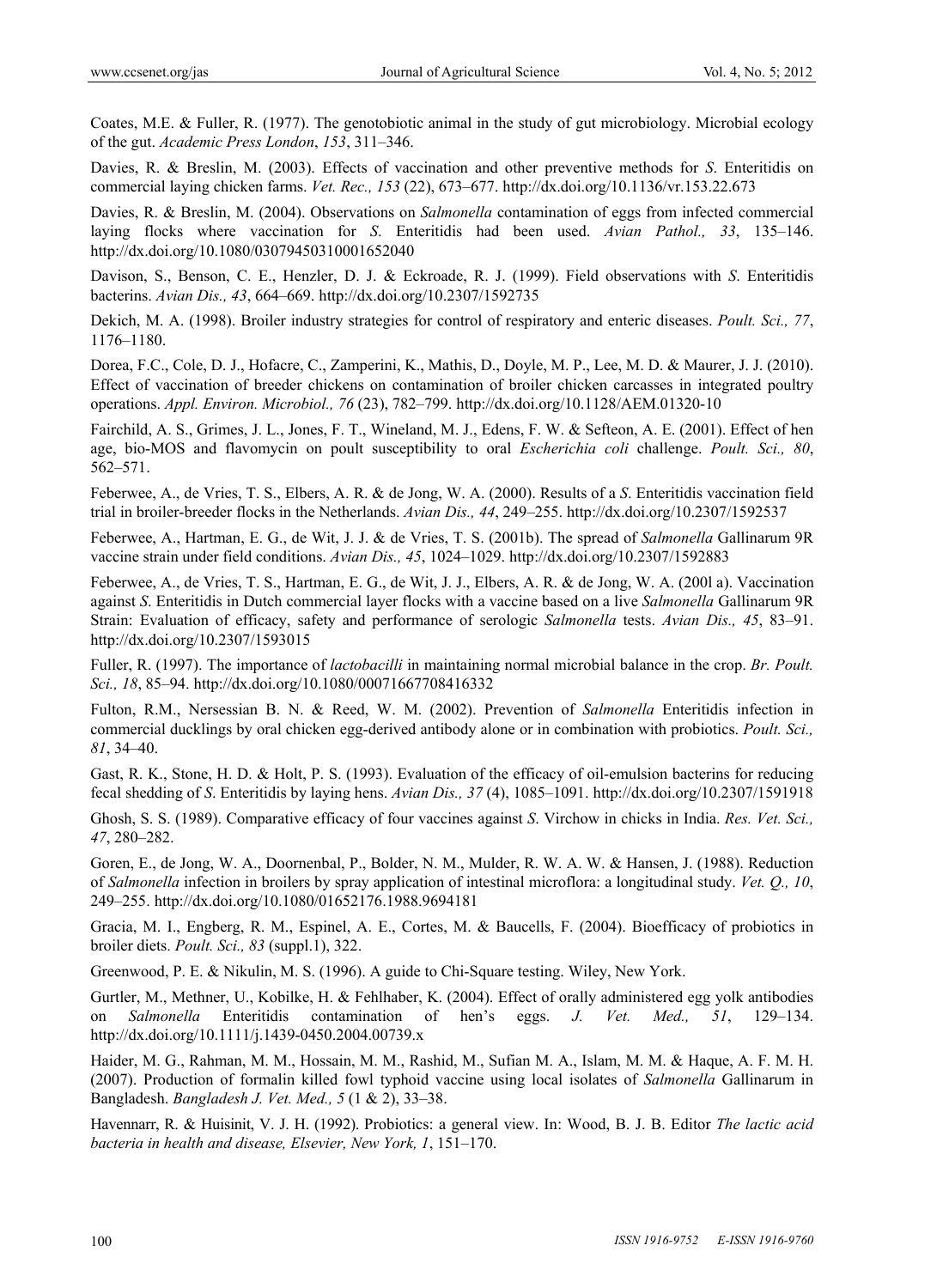Coates, M.E. & Fuller, R. (1977). The genotobiotic animal in the study of gut microbiology. Microbial ecology of the gut. *Academic Press London*, *153*, 311–346.

Davies, R. & Breslin, M. (2003). Effects of vaccination and other preventive methods for *S*. Enteritidis on commercial laying chicken farms. *Vet. Rec., 153* (22), 673–677. http://dx.doi.org/10.1136/vr.153.22.673

Davies, R. & Breslin, M. (2004). Observations on *Salmonella* contamination of eggs from infected commercial laying flocks where vaccination for *S.* Enteritidis had been used. *Avian Pathol., 33*, 135–146. http://dx.doi.org/10.1080/03079450310001652040

Davison, S., Benson, C. E., Henzler, D. J. & Eckroade, R. J. (1999). Field observations with *S*. Enteritidis bacterins. *Avian Dis., 43*, 664–669. http://dx.doi.org/10.2307/1592735

Dekich, M. A. (1998). Broiler industry strategies for control of respiratory and enteric diseases. *Poult. Sci., 77*, 1176–1180.

Dorea, F.C., Cole, D. J., Hofacre, C., Zamperini, K., Mathis, D., Doyle, M. P., Lee, M. D. & Maurer, J. J. (2010). Effect of vaccination of breeder chickens on contamination of broiler chicken carcasses in integrated poultry operations. *Appl. Environ. Microbiol., 76* (23), 782–799. http://dx.doi.org/10.1128/AEM.01320-10

Fairchild, A. S., Grimes, J. L., Jones, F. T., Wineland, M. J., Edens, F. W. & Sefteon, A. E. (2001). Effect of hen age, bio-MOS and flavomycin on poult susceptibility to oral *Escherichia coli* challenge. *Poult. Sci., 80*, 562–571.

Feberwee, A., de Vries, T. S., Elbers, A. R. & de Jong, W. A. (2000). Results of a *S*. Enteritidis vaccination field trial in broiler-breeder flocks in the Netherlands. *Avian Dis., 44*, 249–255. http://dx.doi.org/10.2307/1592537

Feberwee, A., Hartman, E. G., de Wit, J. J. & de Vries, T. S. (2001b). The spread of *Salmonella* Gallinarum 9R vaccine strain under field conditions. *Avian Dis., 45*, 1024–1029. http://dx.doi.org/10.2307/1592883

Feberwee, A., de Vries, T. S., Hartman, E. G., de Wit, J. J., Elbers, A. R. & de Jong, W. A. (200l a). Vaccination against *S*. Enteritidis in Dutch commercial layer flocks with a vaccine based on a live *Salmonella* Gallinarum 9R Strain: Evaluation of efficacy, safety and performance of serologic *Salmonella* tests. *Avian Dis., 45*, 83–91. http://dx.doi.org/10.2307/1593015

Fuller, R. (1997). The importance of *lactobacilli* in maintaining normal microbial balance in the crop. *Br. Poult. Sci., 18*, 85–94. http://dx.doi.org/10.1080/00071667708416332

Fulton, R.M., Nersessian B. N. & Reed, W. M. (2002). Prevention of *Salmonella* Enteritidis infection in commercial ducklings by oral chicken egg-derived antibody alone or in combination with probiotics. *Poult. Sci., 81*, 34–40.

Gast, R. K., Stone, H. D. & Holt, P. S. (1993). Evaluation of the efficacy of oil-emulsion bacterins for reducing fecal shedding of *S*. Enteritidis by laying hens. *Avian Dis., 37* (4), 1085–1091. http://dx.doi.org/10.2307/1591918

Ghosh, S. S. (1989). Comparative efficacy of four vaccines against *S*. Virchow in chicks in India. *Res. Vet. Sci., 47*, 280–282.

Goren, E., de Jong, W. A., Doornenbal, P., Bolder, N. M., Mulder, R. W. A. W. & Hansen, J. (1988). Reduction of *Salmonella* infection in broilers by spray application of intestinal microflora: a longitudinal study. *Vet. Q., 10*, 249–255. http://dx.doi.org/10.1080/01652176.1988.9694181

Gracia, M. I., Engberg, R. M., Espinel, A. E., Cortes, M. & Baucells, F. (2004). Bioefficacy of probiotics in broiler diets. *Poult. Sci., 83* (suppl.1), 322.

Greenwood, P. E. & Nikulin, M. S. (1996). A guide to Chi-Square testing. Wiley, New York.

Gurtler, M., Methner, U., Kobilke, H. & Fehlhaber, K. (2004). Effect of orally administered egg yolk antibodies on *Salmonella* Enteritidis contamination of hen's eggs. *J. Vet. Med., 51*, 129–134. http://dx.doi.org/10.1111/j.1439-0450.2004.00739.x

Haider, M. G., Rahman, M. M., Hossain, M. M., Rashid, M., Sufian M. A., Islam, M. M. & Haque, A. F. M. H. (2007). Production of formalin killed fowl typhoid vaccine using local isolates of *Salmonella* Gallinarum in Bangladesh. *Bangladesh J. Vet. Med., 5* (1 & 2), 33–38.

Havennarr, R. & Huisinit, V. J. H. (1992). Probiotics: a general view. In: Wood, B. J. B. Editor *The lactic acid bacteria in health and disease, Elsevier, New York, 1*, 151–170.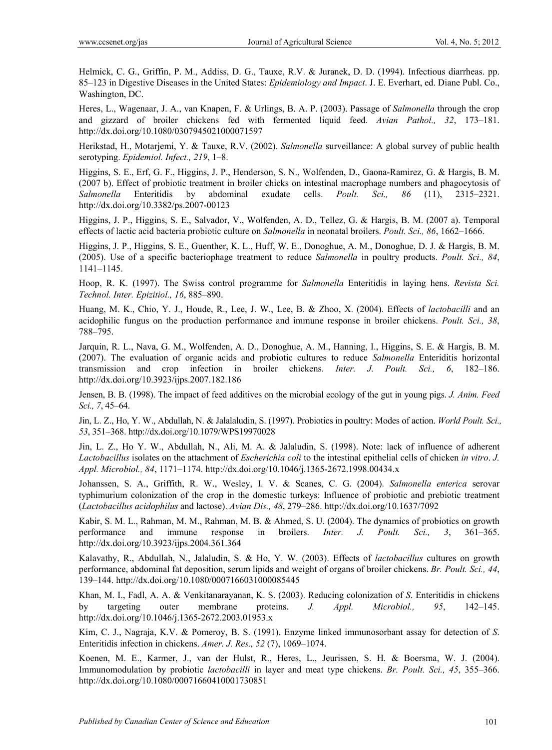Helmick, C. G., Griffin, P. M., Addiss, D. G., Tauxe, R.V. & Juranek, D. D. (1994). Infectious diarrheas. pp. 85–123 in Digestive Diseases in the United States: *Epidemiology and Impact*. J. E. Everhart, ed. Diane Publ. Co., Washington, DC.

Heres, L., Wagenaar, J. A., van Knapen, F. & Urlings, B. A. P. (2003). Passage of *Salmonella* through the crop and gizzard of broiler chickens fed with fermented liquid feed. *Avian Pathol., 32*, 173–181. http://dx.doi.org/10.1080/0307945021000071597

Herikstad, H., Motarjemi, Y. & Tauxe, R.V. (2002). *Salmonella* surveillance: A global survey of public health serotyping. *Epidemiol. Infect., 219*, 1–8.

Higgins, S. E., Erf, G. F., Higgins, J. P., Henderson, S. N., Wolfenden, D., Gaona-Ramirez, G. & Hargis, B. M. (2007 b). Effect of probiotic treatment in broiler chicks on intestinal macrophage numbers and phagocytosis of *Salmonella* Enteritidis by abdominal exudate cells. *Poult. Sci., 86* (11), 2315–2321. http://dx.doi.org/10.3382/ps.2007-00123

Higgins, J. P., Higgins, S. E., Salvador, V., Wolfenden, A. D., Tellez, G. & Hargis, B. M. (2007 a). Temporal effects of lactic acid bacteria probiotic culture on *Salmonella* in neonatal broilers. *Poult. Sci., 86*, 1662–1666.

Higgins, J. P., Higgins, S. E., Guenther, K. L., Huff, W. E., Donoghue, A. M., Donoghue, D. J. & Hargis, B. M. (2005). Use of a specific bacteriophage treatment to reduce *Salmonella* in poultry products. *Poult. Sci., 84*, 1141–1145.

Hoop, R. K. (1997). The Swiss control programme for *Salmonella* Enteritidis in laying hens. *Revista Sci. Technol. Inter. Epizitiol., 16*, 885–890.

Huang, M. K., Chio, Y. J., Houde, R., Lee, J. W., Lee, B. & Zhoo, X. (2004). Effects of *lactobacilli* and an acidophilic fungus on the production performance and immune response in broiler chickens. *Poult. Sci., 38*, 788–795.

Jarquin, R. L., Nava, G. M., Wolfenden, A. D., Donoghue, A. M., Hanning, I., Higgins, S. E. & Hargis, B. M. (2007). The evaluation of organic acids and probiotic cultures to reduce *Salmonella* Enteriditis horizontal transmission and crop infection in broiler chickens. *Inter. J. Poult. Sci., 6*, 182–186. http://dx.doi.org/10.3923/ijps.2007.182.186

Jensen, B. B. (1998). The impact of feed additives on the microbial ecology of the gut in young pigs. *J. Anim. Feed Sci., 7*, 45–64.

Jin, L. Z., Ho, Y. W., Abdullah, N. & Jalalaludin, S. (1997). Probiotics in poultry: Modes of action. *World Poult. Sci., 53*, 351–368. http://dx.doi.org/10.1079/WPS19970028

Jin, L. Z., Ho Y. W., Abdullah, N., Ali, M. A. & Jalaludin, S. (1998). Note: lack of influence of adherent *Lactobacillus* isolates on the attachment of *Escherichia coli* to the intestinal epithelial cells of chicken *in vitro*. *J. Appl. Microbiol., 84*, 1171–1174. http://dx.doi.org/10.1046/j.1365-2672.1998.00434.x

Johanssen, S. A., Griffith, R. W., Wesley, I. V. & Scanes, C. G. (2004). *Salmonella enterica* serovar typhimurium colonization of the crop in the domestic turkeys: Influence of probiotic and prebiotic treatment (*Lactobacillus acidophilus* and lactose). *Avian Dis., 48*, 279–286. http://dx.doi.org/10.1637/7092

Kabir, S. M. L., Rahman, M. M., Rahman, M. B. & Ahmed, S. U. (2004). The dynamics of probiotics on growth performance and immune response in broilers. *Inter. J. Poult. Sci., 3*, 361–365. http://dx.doi.org/10.3923/ijps.2004.361.364

Kalavathy, R., Abdullah, N., Jalaludin, S. & Ho, Y. W. (2003). Effects of *lactobacillus* cultures on growth performance, abdominal fat deposition, serum lipids and weight of organs of broiler chickens. *Br. Poult. Sci., 44*, 139–144. http://dx.doi.org/10.1080/0007166031000085445

Khan, M. I., Fadl, A. A. & Venkitanarayanan, K. S. (2003). Reducing colonization of *S*. Enteritidis in chickens by targeting outer membrane proteins. *J. Appl. Microbiol., 95*, 142–145. http://dx.doi.org/10.1046/j.1365-2672.2003.01953.x

Kim, C. J., Nagraja, K.V. & Pomeroy, B. S. (1991). Enzyme linked immunosorbant assay for detection of *S*. Enteritidis infection in chickens. *Amer. J. Res., 52* (7), 1069–1074.

Koenen, M. E., Karmer, J., van der Hulst, R., Heres, L., Jeurissen, S. H. & Boersma, W. J. (2004). Immunomodulation by probiotic *lactobacilli* in layer and meat type chickens. *Br. Poult. Sci., 45*, 355–366. http://dx.doi.org/10.1080/00071660410001730851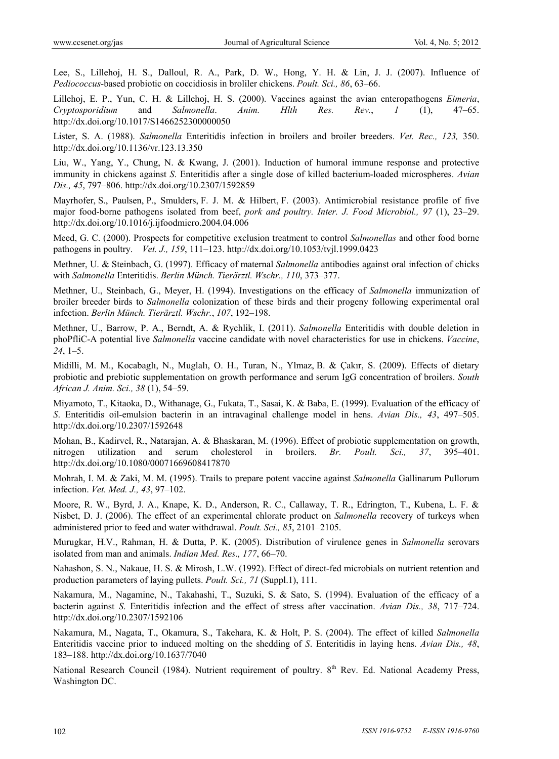Lee, S., Lillehoj, H. S., Dalloul, R. A., Park, D. W., Hong, Y. H. & Lin, J. J. (2007). Influence of *Pediococcus*-based probiotic on coccidiosis in broliler chickens. *Poult. Sci., 86*, 63–66.

Lillehoj, E. P., Yun, C. H. & Lillehoj, H. S. (2000). Vaccines against the avian enteropathogens *Eimeria*, *Cryptosporidium* and *Salmonella*. *Anim. Hlth Res. Rev.*, *1* (1), 47–65. http://dx.doi.org/10.1017/S1466252300000050

Lister, S. A. (1988). *Salmonella* Enteritidis infection in broilers and broiler breeders. *Vet. Rec., 123,* 350. http://dx.doi.org/10.1136/vr.123.13.350

Liu, W., Yang, Y., Chung, N. & Kwang, J. (2001). Induction of humoral immune response and protective immunity in chickens against *S*. Enteritidis after a single dose of killed bacterium-loaded microspheres. *Avian Dis., 45*, 797–806. http://dx.doi.org/10.2307/1592859

Mayrhofer, S., Paulsen, P., Smulders, F. J. M. & Hilbert, F. (2003). Antimicrobial resistance profile of five major food-borne pathogens isolated from beef, *pork and poultry. Inter. J. Food Microbiol., 97* (1), 23–29. http://dx.doi.org/10.1016/j.ijfoodmicro.2004.04.006

Meed, G. C. (2000). Prospects for competitive exclusion treatment to control *Salmonellas* and other food borne pathogens in poultry. *Vet. J., 159*, 111–123. http://dx.doi.org/10.1053/tvjl.1999.0423

Methner, U. & Steinbach, G. (1997). Efficacy of maternal *Salmonella* antibodies against oral infection of chicks with *Salmonella* Enteritidis. *Berlin Münch. Tierärztl. Wschr., 110*, 373–377.

Methner, U., Steinbach, G., Meyer, H. (1994). Investigations on the efficacy of *Salmonella* immunization of broiler breeder birds to *Salmonella* colonization of these birds and their progeny following experimental oral infection. *Berlin Münch. Tierärztl. Wschr.*, *107*, 192–198.

Methner, U., Barrow, P. A., Berndt, A. & Rychlik, I. (2011). *Salmonella* Enteritidis with double deletion in phoPfliC-A potential live *Salmonella* vaccine candidate with novel characteristics for use in chickens. *Vaccine*, *24*, 1–5.

Midilli, M. M., Kocabaglı, N., Muglalı, O. H., Turan, N., Ylmaz, B. & Çakır, S. (2009). Effects of dietary probiotic and prebiotic supplementation on growth performance and serum IgG concentration of broilers. *South African J. Anim. Sci., 38* (1), 54–59.

Miyamoto, T., Kitaoka, D., Withanage, G., Fukata, T., Sasai, K. & Baba, E. (1999). Evaluation of the efficacy of *S*. Enteritidis oil-emulsion bacterin in an intravaginal challenge model in hens. *Avian Dis., 43*, 497–505. http://dx.doi.org/10.2307/1592648

Mohan, B., Kadirvel, R., Natarajan, A. & Bhaskaran, M. (1996). Effect of probiotic supplementation on growth, nitrogen utilization and serum cholesterol in broilers. *Br. Poult. Sci., 37*, 395–401. http://dx.doi.org/10.1080/00071669608417870

Mohrah, I. M. & Zaki, M. M. (1995). Trails to prepare potent vaccine against *Salmonella* Gallinarum Pullorum infection. *Vet. Med. J., 43*, 97–102.

Moore, R. W., Byrd, J. A., Knape, K. D., Anderson, R. C., Callaway, T. R., Edrington, T., Kubena, L. F. & Nisbet, D. J. (2006). The effect of an experimental chlorate product on *Salmonella* recovery of turkeys when administered prior to feed and water withdrawal. *Poult. Sci., 85*, 2101–2105.

Murugkar, H.V., Rahman, H. & Dutta, P. K. (2005). Distribution of virulence genes in *Salmonella* serovars isolated from man and animals. *Indian Med. Res., 177*, 66–70.

Nahashon, S. N., Nakaue, H. S. & Mirosh, L.W. (1992). Effect of direct-fed microbials on nutrient retention and production parameters of laying pullets. *Poult. Sci., 71* (Suppl.1), 111.

Nakamura, M., Nagamine, N., Takahashi, T., Suzuki, S. & Sato, S. (1994). Evaluation of the efficacy of a bacterin against *S*. Enteritidis infection and the effect of stress after vaccination. *Avian Dis., 38*, 717–724. http://dx.doi.org/10.2307/1592106

Nakamura, M., Nagata, T., Okamura, S., Takehara, K. & Holt, P. S. (2004). The effect of killed *Salmonella* Enteritidis vaccine prior to induced molting on the shedding of *S*. Enteritidis in laying hens. *Avian Dis., 48*, 183–188. http://dx.doi.org/10.1637/7040

National Research Council (1984). Nutrient requirement of poultry. 8th Rev. Ed. National Academy Press, Washington DC.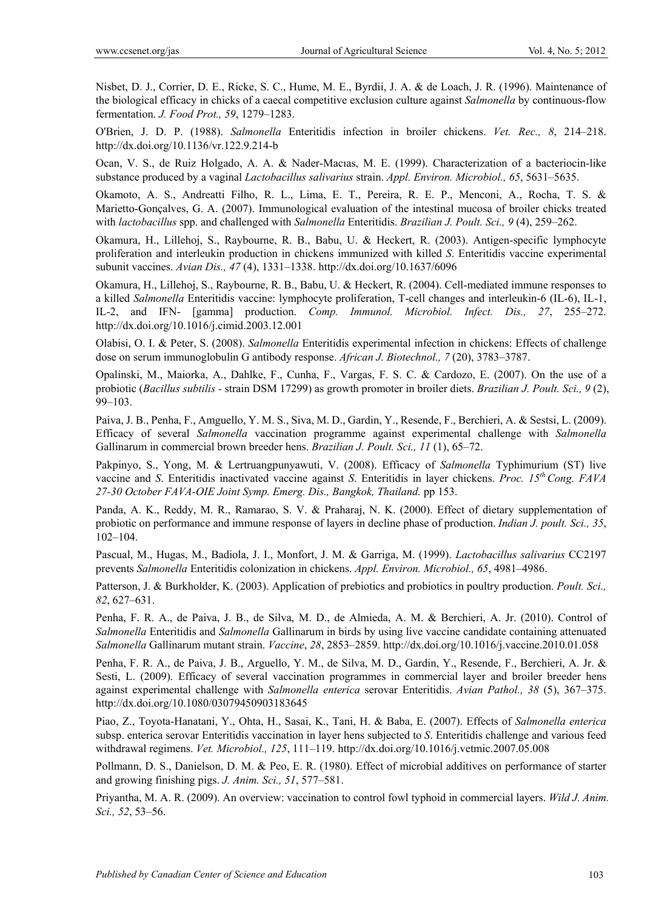Nisbet, D. J., Corrier, D. E., Ricke, S. C., Hume, M. E., Byrdii, J. A. & de Loach, J. R. (1996). Maintenance of the biological efficacy in chicks of a caecal competitive exclusion culture against *Salmonella* by continuous-flow fermentation. *J. Food Prot., 59*, 1279–1283.

O'Brien, J. D. P. (1988). *Salmonella* Enteritidis infection in broiler chickens. *Vet. Rec., 8*, 214–218. http://dx.doi.org/10.1136/vr.122.9.214-b

Ocan, V. S., de Ruiz Holgado, A. A. & Nader-Macıas, M. E. (1999). Characterization of a bacteriocin-like substance produced by a vaginal *Lactobacillus salivarius* strain. *Appl. Environ. Microbiol., 65*, 5631–5635.

Okamoto, A. S., Andreatti Filho, R. L., Lima, E. T., Pereira, R. E. P., Menconi, A., Rocha, T. S. & Marietto-Gonçalves, G. A. (2007). Immunological evaluation of the intestinal mucosa of broiler chicks treated with *lactobacillus* spp. and challenged with *Salmonella* Enteritidis. *Brazilian J. Poult. Sci., 9* (4), 259–262.

Okamura, H., Lillehoj, S., Raybourne, R. B., Babu, U. & Heckert, R. (2003). Antigen-specific lymphocyte proliferation and interleukin production in chickens immunized with killed *S*. Enteritidis vaccine experimental subunit vaccines. *Avian Dis., 47* (4), 1331–1338. http://dx.doi.org/10.1637/6096

Okamura, H., Lillehoj, S., Raybourne, R. B., Babu, U. & Heckert, R. (2004). Cell-mediated immune responses to a killed *Salmonella* Enteritidis vaccine: lymphocyte proliferation, T-cell changes and interleukin-6 (IL-6), IL-1, IL-2, and IFN- [gamma] production. *Comp. Immunol. Microbiol. Infect. Dis., 27*, 255–272. http://dx.doi.org/10.1016/j.cimid.2003.12.001

Olabisi, O. I. & Peter, S. (2008). *Salmonella* Enteritidis experimental infection in chickens: Effects of challenge dose on serum immunoglobulin G antibody response. *African J. Biotechnol., 7* (20), 3783–3787.

Opalinski, M., Maiorka, A., Dahlke, F., Cunha, F., Vargas, F. S. C. & Cardozo, E. (2007). On the use of a probiotic (*Bacillus subtilis* - strain DSM 17299) as growth promoter in broiler diets. *Brazilian J. Poult. Sci., 9* (2), 99–103.

Paiva, J. B., Penha, F., Amguello, Y. M. S., Siva, M. D., Gardin, Y., Resende, F., Berchieri, A. & Sestsi, L. (2009). Efficacy of several *Salmonella* vaccination programme against experimental challenge with *Salmonella* Gallinarum in commercial brown breeder hens. *Brazilian J. Poult. Sci., 11* (1), 65–72.

Pakpinyo, S., Yong, M. & Lertruangpunyawuti, V. (2008). Efficacy of *Salmonella* Typhimurium (ST) live vaccine and *S*. Enteritidis inactivated vaccine against *S*. Enteritidis in layer chickens. *Proc. 15th Cong. FAVA 27-30 October FAVA-OIE Joint Symp. Emerg. Dis., Bangkok, Thailand.* pp 153.

Panda, A. K., Reddy, M. R., Ramarao, S. V. & Praharaj, N. K. (2000). Effect of dietary supplementation of probiotic on performance and immune response of layers in decline phase of production. *Indian J. poult. Sci., 35*, 102–104.

Pascual, M., Hugas, M., Badiola, J. I., Monfort, J. M. & Garriga, M. (1999). *Lactobacillus salivarius* CC2197 prevents *Salmonella* Enteritidis colonization in chickens. *Appl. Environ. Microbiol., 65*, 4981–4986.

Patterson, J. & Burkholder, K. (2003). Application of prebiotics and probiotics in poultry production. *Poult. Sci., 82*, 627–631.

Penha, F. R. A., de Paiva, J. B., de Silva, M. D., de Almieda, A. M. & Berchieri, A. Jr. (2010). Control of *Salmonella* Enteritidis and *Salmonella* Gallinarum in birds by using live vaccine candidate containing attenuated *Salmonella* Gallinarum mutant strain. *Vaccine*, *28*, 2853–2859. http://dx.doi.org/10.1016/j.vaccine.2010.01.058

Penha, F. R. A., de Paiva, J. B., Arguello, Y. M., de Silva, M. D., Gardin, Y., Resende, F., Berchieri, A. Jr. & Sesti, L. (2009). Efficacy of several vaccination programmes in commercial layer and broiler breeder hens against experimental challenge with *Salmonella enterica* serovar Enteritidis. *Avian Pathol., 38* (5), 367–375. http://dx.doi.org/10.1080/03079450903183645

Piao, Z., Toyota-Hanatani, Y., Ohta, H., Sasai, K., Tani, H. & Baba, E. (2007). Effects of *Salmonella enterica* subsp. enterica serovar Enteritidis vaccination in layer hens subjected to *S*. Enteritidis challenge and various feed withdrawal regimens. *Vet. Microbiol., 125*, 111–119. http://dx.doi.org/10.1016/j.vetmic.2007.05.008

Pollmann, D. S., Danielson, D. M. & Peo, E. R. (1980). Effect of microbial additives on performance of starter and growing finishing pigs. *J. Anim. Sci., 51*, 577–581.

Priyantha, M. A. R. (2009). An overview: vaccination to control fowl typhoid in commercial layers. *Wild J. Anim. Sci., 52*, 53–56.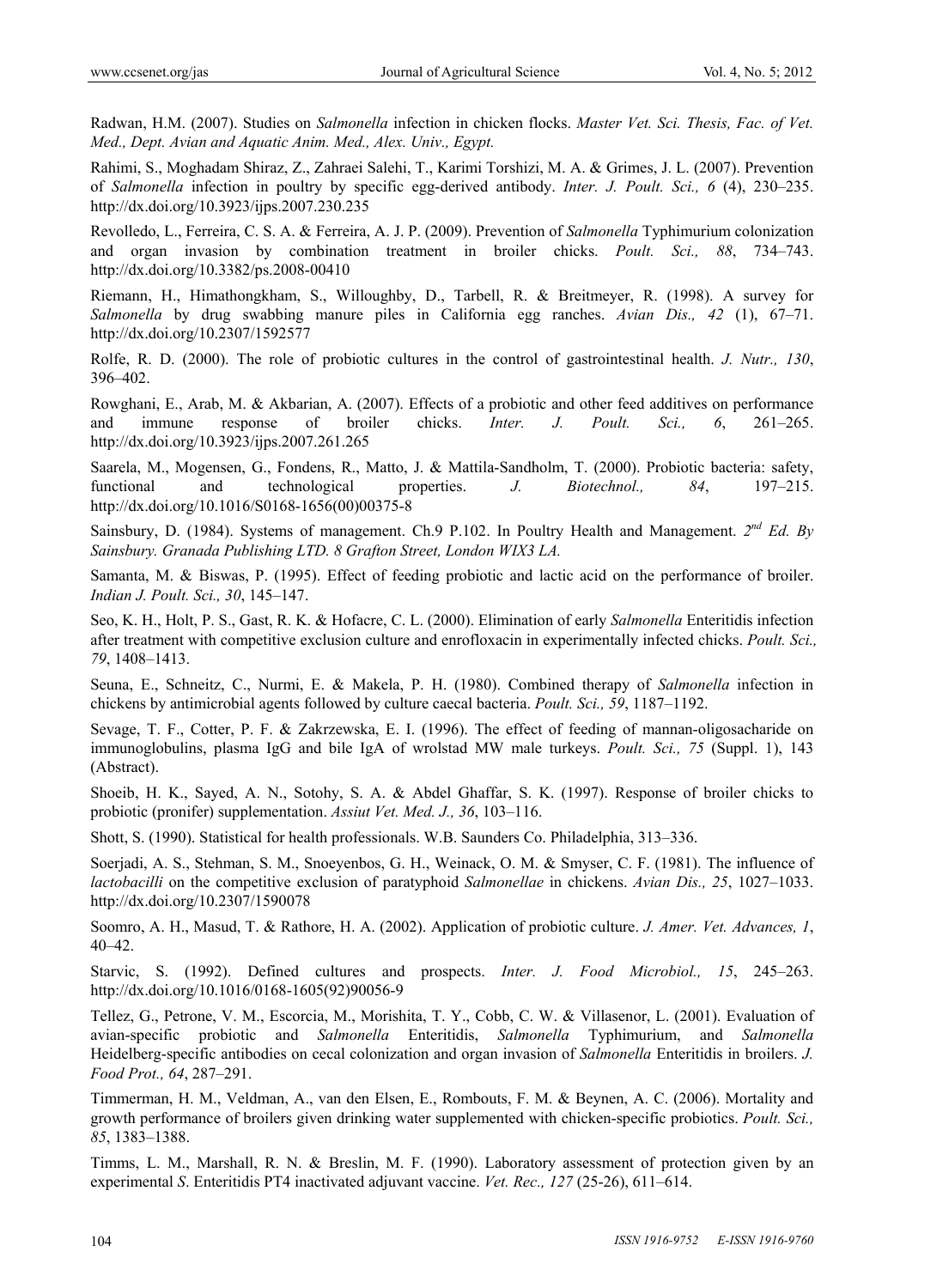Radwan, H.M. (2007). Studies on *Salmonella* infection in chicken flocks. *Master Vet. Sci. Thesis, Fac. of Vet. Med., Dept. Avian and Aquatic Anim. Med., Alex. Univ., Egypt.*

Rahimi, S., Moghadam Shiraz, Z., Zahraei Salehi, T., Karimi Torshizi, M. A. & Grimes, J. L. (2007). Prevention of *Salmonella* infection in poultry by specific egg-derived antibody. *Inter. J. Poult. Sci., 6* (4), 230–235. http://dx.doi.org/10.3923/ijps.2007.230.235

Revolledo, L., Ferreira, C. S. A. & Ferreira, A. J. P. (2009). Prevention of *Salmonella* Typhimurium colonization and organ invasion by combination treatment in broiler chicks. *Poult. Sci., 88*, 734–743. http://dx.doi.org/10.3382/ps.2008-00410

Riemann, H., Himathongkham, S., Willoughby, D., Tarbell, R. & Breitmeyer, R. (1998). A survey for *Salmonella* by drug swabbing manure piles in California egg ranches. *Avian Dis., 42* (1), 67–71. http://dx.doi.org/10.2307/1592577

Rolfe, R. D. (2000). The role of probiotic cultures in the control of gastrointestinal health. *J. Nutr., 130*, 396–402.

Rowghani, E., Arab, M. & Akbarian, A. (2007). Effects of a probiotic and other feed additives on performance and immune response of broiler chicks. *Inter. J. Poult. Sci., 6*, 261–265. http://dx.doi.org/10.3923/ijps.2007.261.265

Saarela, M., Mogensen, G., Fondens, R., Matto, J. & Mattila-Sandholm, T. (2000). Probiotic bacteria: safety, functional and technological properties. *J. Biotechnol., 84*, 197–215. http://dx.doi.org/10.1016/S0168-1656(00)00375-8

Sainsbury, D. (1984). Systems of management. Ch.9 P.102. In Poultry Health and Management. *2nd Ed. By Sainsbury. Granada Publishing LTD. 8 Grafton Street, London WIX3 LA.*

Samanta, M. & Biswas, P. (1995). Effect of feeding probiotic and lactic acid on the performance of broiler. *Indian J. Poult. Sci., 30*, 145–147.

Seo, K. H., Holt, P. S., Gast, R. K. & Hofacre, C. L. (2000). Elimination of early *Salmonella* Enteritidis infection after treatment with competitive exclusion culture and enrofloxacin in experimentally infected chicks. *Poult. Sci., 79*, 1408–1413.

Seuna, E., Schneitz, C., Nurmi, E. & Makela, P. H. (1980). Combined therapy of *Salmonella* infection in chickens by antimicrobial agents followed by culture caecal bacteria. *Poult. Sci., 59*, 1187–1192.

Sevage, T. F., Cotter, P. F. & Zakrzewska, E. I. (1996). The effect of feeding of mannan-oligosacharide on immunoglobulins, plasma IgG and bile IgA of wrolstad MW male turkeys. *Poult. Sci., 75* (Suppl. 1), 143 (Abstract).

Shoeib, H. K., Sayed, A. N., Sotohy, S. A. & Abdel Ghaffar, S. K. (1997). Response of broiler chicks to probiotic (pronifer) supplementation. *Assiut Vet. Med. J., 36*, 103–116.

Shott, S. (1990). Statistical for health professionals. W.B. Saunders Co. Philadelphia, 313–336.

Soerjadi, A. S., Stehman, S. M., Snoeyenbos, G. H., Weinack, O. M. & Smyser, C. F. (1981). The influence of *lactobacilli* on the competitive exclusion of paratyphoid *Salmonellae* in chickens. *Avian Dis., 25*, 1027–1033. http://dx.doi.org/10.2307/1590078

Soomro, A. H., Masud, T. & Rathore, H. A. (2002). Application of probiotic culture. *J. Amer. Vet. Advances, 1*, 40–42.

Starvic, S. (1992). Defined cultures and prospects. *Inter. J. Food Microbiol., 15*, 245–263. http://dx.doi.org/10.1016/0168-1605(92)90056-9

Tellez, G., Petrone, V. M., Escorcia, M., Morishita, T. Y., Cobb, C. W. & Villasenor, L. (2001). Evaluation of avian-specific probiotic and *Salmonella* Enteritidis, *Salmonella* Typhimurium, and *Salmonella* Heidelberg-specific antibodies on cecal colonization and organ invasion of *Salmonella* Enteritidis in broilers. *J. Food Prot., 64*, 287–291.

Timmerman, H. M., Veldman, A., van den Elsen, E., Rombouts, F. M. & Beynen, A. C. (2006). Mortality and growth performance of broilers given drinking water supplemented with chicken-specific probiotics. *Poult. Sci., 85*, 1383–1388.

Timms, L. M., Marshall, R. N. & Breslin, M. F. (1990). Laboratory assessment of protection given by an experimental *S*. Enteritidis PT4 inactivated adjuvant vaccine. *Vet. Rec., 127* (25-26), 611–614.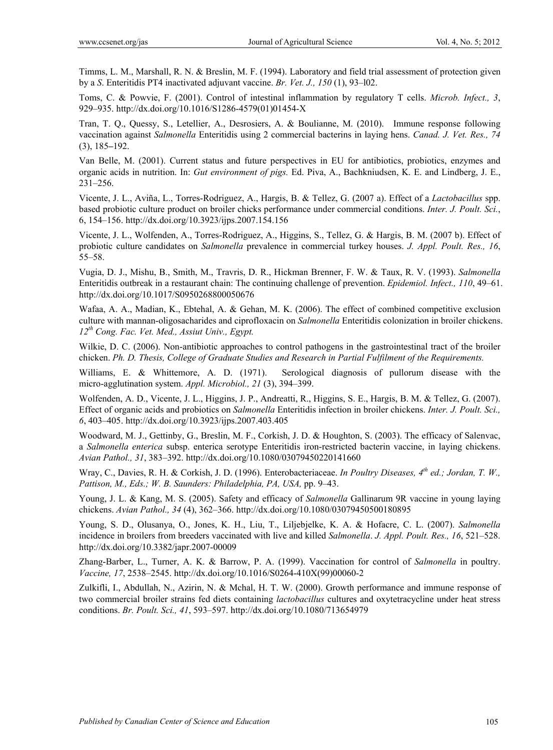Timms, L. M., Marshall, R. N. & Breslin, M. F. (1994). Laboratory and field trial assessment of protection given by a *S*. Enteritidis PT4 inactivated adjuvant vaccine. *Br. Vet. J., 150* (1), 93–l02.

Toms, C. & Powvie, F. (2001). Control of intestinal inflammation by regulatory T cells. *Microb. Infect., 3*, 929–935. http://dx.doi.org/10.1016/S1286-4579(01)01454-X

Tran, T. Q., Quessy, S., Letellier, A., Desrosiers, A. & Boulianne, M. (2010). Immune response following vaccination against *Salmonella* Enteritidis using 2 commercial bacterins in laying hens. *Canad. J. Vet. Res., 74* (3), 185–192.

Van Belle, M. (2001). Current status and future perspectives in EU for antibiotics, probiotics, enzymes and organic acids in nutrition. In: *Gut environment of pigs.* Ed. Piva, A., Bachkniudsen, K. E. and Lindberg, J. E., 231–256.

Vicente, J. L., Aviña, L., Torres-Rodriguez, A., Hargis, B. & Tellez, G. (2007 a). Effect of a *Lactobacillus* spp. based probiotic culture product on broiler chicks performance under commercial conditions. *Inter. J. Poult. Sci.*, 6, 154–156. http://dx.doi.org/10.3923/ijps.2007.154.156

Vicente, J. L., Wolfenden, A., Torres-Rodriguez, A., Higgins, S., Tellez, G. & Hargis, B. M. (2007 b). Effect of probiotic culture candidates on *Salmonella* prevalence in commercial turkey houses. *J. Appl. Poult. Res., 16*, 55–58.

Vugia, D. J., Mishu, B., Smith, M., Travris, D. R., Hickman Brenner, F. W. & Taux, R. V. (1993). *Salmonella* Enteritidis outbreak in a restaurant chain: The continuing challenge of prevention. *Epidemiol. Infect., 110*, 49–61. http://dx.doi.org/10.1017/S0950268800050676

Wafaa, A. A., Madian, K., Ebtehal, A. & Gehan, M. K. (2006). The effect of combined competitive exclusion culture with mannan-oligosacharides and ciprofloxacin on *Salmonella* Enteritidis colonization in broiler chickens. *12th Cong. Fac. Vet. Med., Assiut Univ., Egypt.*

Wilkie, D. C. (2006). Non-antibiotic approaches to control pathogens in the gastrointestinal tract of the broiler chicken. *Ph. D. Thesis, College of Graduate Studies and Research in Partial Fulfilment of the Requirements.*

Williams, E. & Whittemore, A. D. (1971). Serological diagnosis of pullorum disease with the micro-agglutination system. *Appl. Microbiol., 21* (3), 394–399.

Wolfenden, A. D., Vicente, J. L., Higgins, J. P., Andreatti, R., Higgins, S. E., Hargis, B. M. & Tellez, G. (2007). Effect of organic acids and probiotics on *Salmonella* Enteritidis infection in broiler chickens. *Inter. J. Poult. Sci., 6*, 403–405. http://dx.doi.org/10.3923/ijps.2007.403.405

Woodward, M. J., Gettinby, G., Breslin, M. F., Corkish, J. D. & Houghton, S. (2003). The efficacy of Salenvac, a *Salmonella enterica* subsp. enterica serotype Enteritidis iron-restricted bacterin vaccine, in laying chickens. *Avian Pathol., 31*, 383–392. http://dx.doi.org/10.1080/03079450220141660

Wray, C., Davies, R. H. & Corkish, J. D. (1996). Enterobacteriaceae. *In Poultry Diseases, 4th ed.; Jordan, T. W., Pattison, M., Eds.; W. B. Saunders: Philadelphia, PA, USA,* pp. 9–43.

Young, J. L. & Kang, M. S. (2005). Safety and efficacy of *Salmonella* Gallinarum 9R vaccine in young laying chickens. *Avian Pathol., 34* (4), 362–366. http://dx.doi.org/10.1080/03079450500180895

Young, S. D., Olusanya, O., Jones, K. H., Liu, T., Liljebjelke, K. A. & Hofacre, C. L. (2007). *Salmonella* incidence in broilers from breeders vaccinated with live and killed *Salmonella*. *J. Appl. Poult. Res., 16*, 521–528. http://dx.doi.org/10.3382/japr.2007-00009

Zhang-Barber, L., Turner, A. K. & Barrow, P. A. (1999). Vaccination for control of *Salmonella* in poultry. *Vaccine, 17*, 2538–2545. http://dx.doi.org/10.1016/S0264-410X(99)00060-2

Zulkifli, I., Abdullah, N., Azirin, N. & Mchal, H. T. W. (2000). Growth performance and immune response of two commercial broiler strains fed diets containing *lactobacillus* cultures and oxytetracycline under heat stress conditions. *Br. Poult. Sci., 41*, 593–597. http://dx.doi.org/10.1080/713654979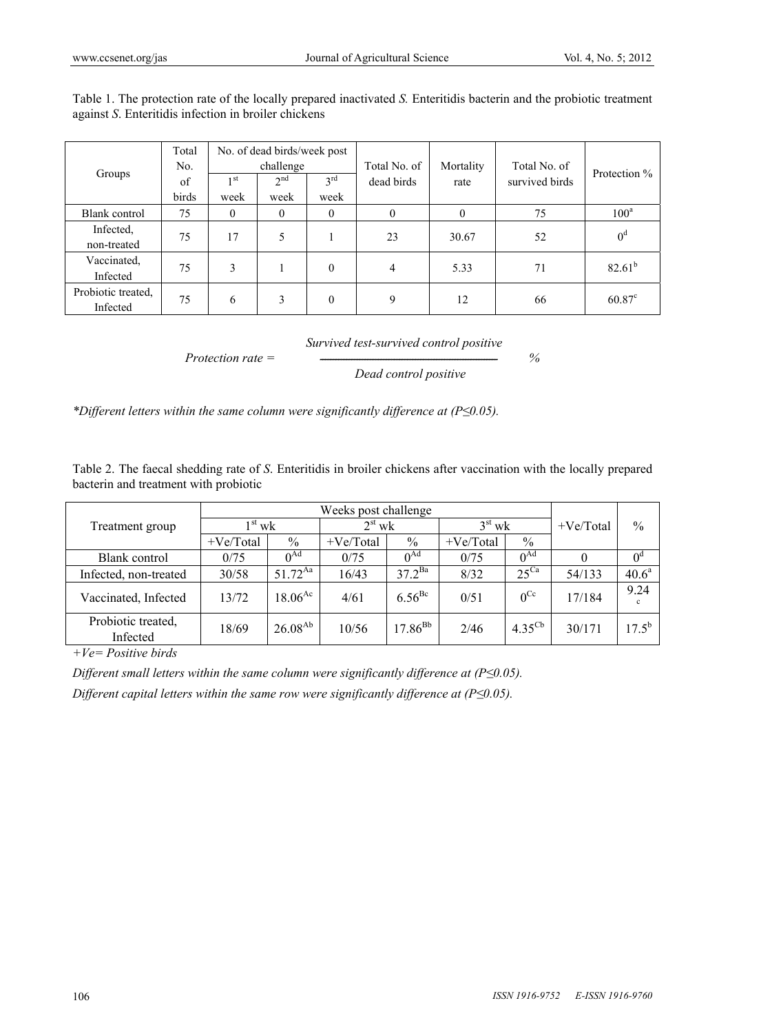Table 1. The protection rate of the locally prepared inactivated *S.* Enteritidis bacterin and the probiotic treatment against *S*. Enteritidis infection in broiler chickens

| Groups | Total No. of birds | No. of dead birds/week post challenge | | | Total No. of dead birds | Mortality rate | Total No. of survived birds | Protection % |
|---|---|---|---|---|---|---|---|---|
| | | 1st week | 2nd week | 3rd week | | | | |
| Blank control | 75 | 0 | 0 | 0 | 0 | 0 | 75 | 100[a] |
| Infected, non-treated | 75 | 17 | 5 | 1 | 23 | 30.67 | 52 | 0[d] |
| Vaccinated, Infected | 75 | 3 | 1 | 0 | 4 | 5.33 | 71 | 82.61[b] |
| Probiotic treated, Infected | 75 | 6 | 3 | 0 | 9 | 12 | 66 | 60.87[c] |

$$\textit{Protection rate} = \frac{\textit{Survived test-survived control positive}}{\textit{Dead control positive}} \ \%$$

**Different letters within the same column were significantly difference at (P≤0.05).*

Table 2. The faecal shedding rate of *S*. Enteritidis in broiler chickens after vaccination with the locally prepared bacterin and treatment with probiotic

| Treatment group | Weeks post challenge | | | | | | +Ve/Total | % |
|---|---|---|---|---|---|---|---|---|
| | 1st wk | | 2st wk | | 3st wk | | | |
| | +Ve/Total | % | +Ve/Total | % | +Ve/Total | % | | |
| Blank control | 0/75 | 0[Ad] | 0/75 | 0[Ad] | 0/75 | 0[Ad] | 0 | 0[d] |
| Infected, non-treated | 30/58 | 51.72[Aa] | 16/43 | 37.2[Ba] | 8/32 | 25[Ca] | 54/133 | 40.6[a] |
| Vaccinated, Infected | 13/72 | 18.06[Ac] | 4/61 | 6.56[Bc] | 0/51 | 0[Cc] | 17/184 | 9.24[c] |
| Probiotic treated, Infected | 18/69 | 26.08[Ab] | 10/56 | 17.86[Bb] | 2/46 | 4.35[Cb] | 30/171 | 17.5[b] |

*+Ve= Positive birds*

*Different small letters within the same column were significantly difference at (P≤0.05).*

*Different capital letters within the same row were significantly difference at (P≤0.05).*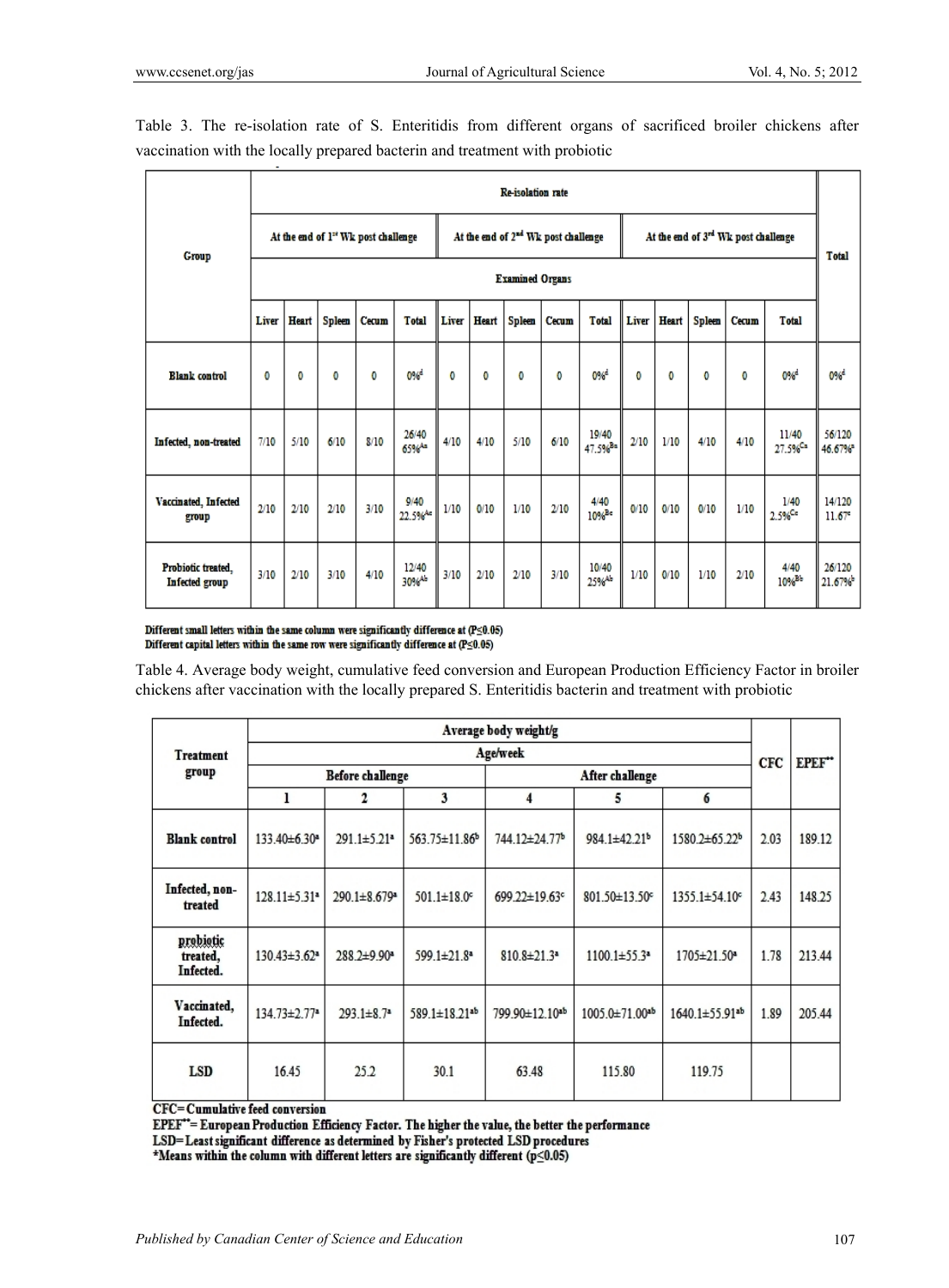Table 3. The re-isolation rate of S. Enteritidis from different organs of sacrificed broiler chickens after vaccination with the locally prepared bacterin and treatment with probiotic

| Group | Re-isolation rate | | | | | | | | | | | | | | | Total |
|---|---|---|---|---|---|---|---|---|---|---|---|---|---|---|---|---|
| | At the end of 1st Wk post challenge | | | | | At the end of 2nd Wk post challenge | | | | | At the end of 3rd Wk post challenge | | | | | |
| | Examined Organs | | | | | | | | | | | | | | | |
| | Liver | Heart | Spleen | Cecum | Total | Liver | Heart | Spleen | Cecum | Total | Liver | Heart | Spleen | Cecum | Total | |
| Blank control | 0 | 0 | 0 | 0 | 0%[d] | 0 | 0 | 0 | 0 | 0%[d] | 0 | 0 | 0 | 0 | 0%[d] | 0%[d] |
| Infected, non-treated | 7/10 | 5/10 | 6/10 | 8/10 | 26/40 65%[Aa] | 4/10 | 4/10 | 5/10 | 6/10 | 19/40 47.5%[Ba] | 2/10 | 1/10 | 4/10 | 4/10 | 11/40 27.5%[Ca] | 56/120 46.67%[a] |
| Vaccinated, Infected group | 2/10 | 2/10 | 2/10 | 3/10 | 9/40 22.5%[Ac] | 1/10 | 0/10 | 1/10 | 2/10 | 4/40 10%[Bc] | 0/10 | 0/10 | 0/10 | 1/10 | 1/40 2.5%[Cc] | 14/120 11.67[c] |
| Probiotic treated, Infected group | 3/10 | 2/10 | 3/10 | 4/10 | 12/40 30%[Ab] | 3/10 | 2/10 | 2/10 | 3/10 | 10/40 25%[Ab] | 1/10 | 0/10 | 1/10 | 2/10 | 4/40 10%[Bb] | 26/120 21.67%[b] |

Different small letters within the same column were significantly difference at (P≤0.05)
Different capital letters within the same row were significantly difference at (P≤0.05)

Table 4. Average body weight, cumulative feed conversion and European Production Efficiency Factor in broiler chickens after vaccination with the locally prepared S. Enteritidis bacterin and treatment with probiotic

| Treatment group | Average body weight/g | | | | | | CFC | EPEF** |
|---|---|---|---|---|---|---|---|---|
| | Age/week | | | | | | | |
| | Before challenge | | | After challenge | | | | |
| | 1 | 2 | 3 | 4 | 5 | 6 | | |
| Blank control | 133.40±6.30[a] | 291.1±5.21[a] | 563.75±11.86[b] | 744.12±24.77[b] | 984.1±42.21[b] | 1580.2±65.22[b] | 2.03 | 189.12 |
| Infected, non-treated | 128.11±5.31[a] | 290.1±8.679[a] | 501.1±18.0[c] | 699.22±19.63[c] | 801.50±13.50[c] | 1355.1±54.10[c] | 2.43 | 148.25 |
| probiotic treated, Infected. | 130.43±3.62[a] | 288.2±9.90[a] | 599.1±21.8[a] | 810.8±21.3[a] | 1100.1±55.3[a] | 1705±21.50[a] | 1.78 | 213.44 |
| Vaccinated, Infected. | 134.73±2.77[a] | 293.1±8.7[a] | 589.1±18.21[ab] | 799.90±12.10[ab] | 1005.0±71.00[ab] | 1640.1±55.91[ab] | 1.89 | 205.44 |
| LSD | 16.45 | 25.2 | 30.1 | 63.48 | 115.80 | 119.75 | | |

CFC= Cumulative feed conversion
EPEF**= European Production Efficiency Factor. The higher the value, the better the performance
LSD= Least significant difference as determined by Fisher's protected LSD procedures
*Means within the column with different letters are significantly different (p≤0.05)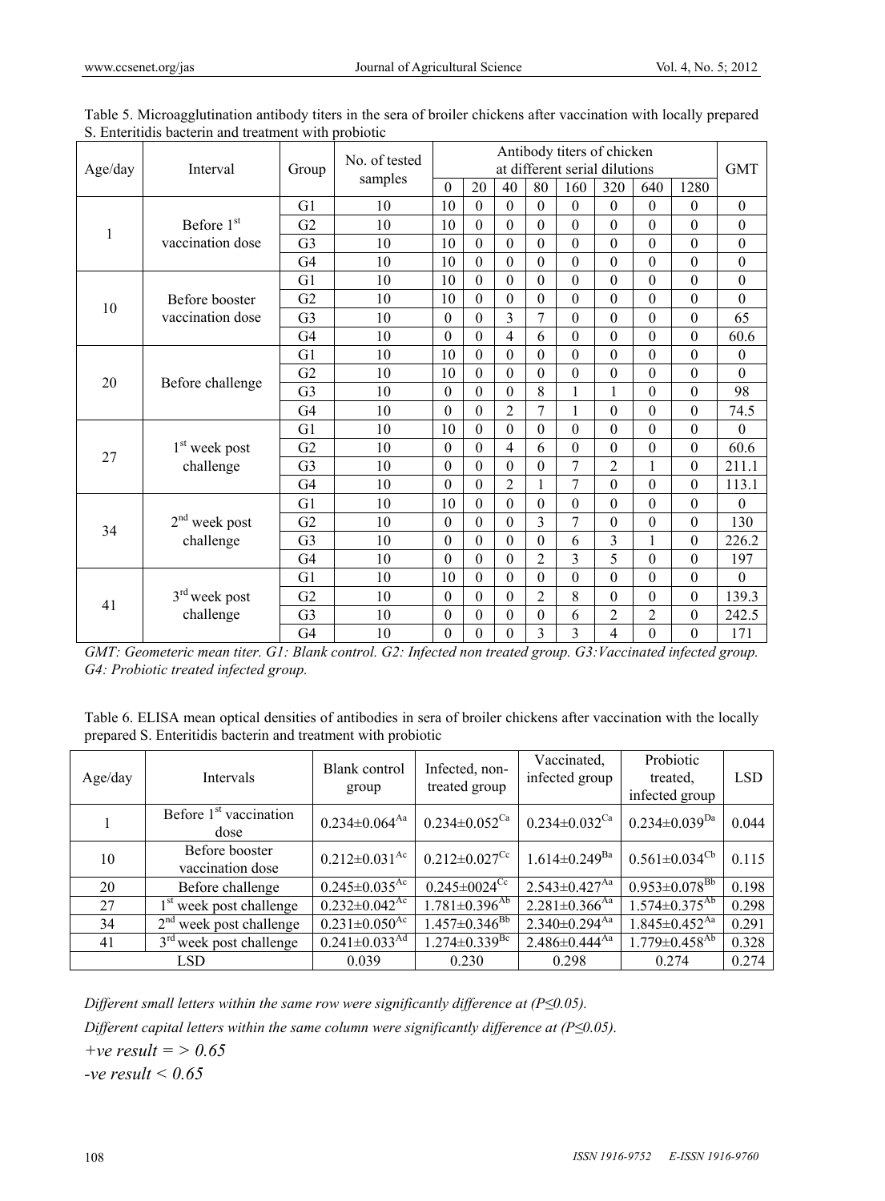Table 5. Microagglutination antibody titers in the sera of broiler chickens after vaccination with locally prepared S. Enteritidis bacterin and treatment with probiotic

| Age/day | Interval | Group | No. of tested samples | Antibody titers of chicken at different serial dilutions | | | | | | | | GMT |
|---|---|---|---|---|---|---|---|---|---|---|---|---|
| | | | | 0 | 20 | 40 | 80 | 160 | 320 | 640 | 1280 | |
| 1 | Before 1st vaccination dose | G1 | 10 | 10 | 0 | 0 | 0 | 0 | 0 | 0 | 0 | 0 |
| | | G2 | 10 | 10 | 0 | 0 | 0 | 0 | 0 | 0 | 0 | 0 |
| | | G3 | 10 | 10 | 0 | 0 | 0 | 0 | 0 | 0 | 0 | 0 |
| | | G4 | 10 | 10 | 0 | 0 | 0 | 0 | 0 | 0 | 0 | 0 |
| 10 | Before booster vaccination dose | G1 | 10 | 10 | 0 | 0 | 0 | 0 | 0 | 0 | 0 | 0 |
| | | G2 | 10 | 10 | 0 | 0 | 0 | 0 | 0 | 0 | 0 | 0 |
| | | G3 | 10 | 0 | 0 | 3 | 7 | 0 | 0 | 0 | 0 | 65 |
| | | G4 | 10 | 0 | 0 | 4 | 6 | 0 | 0 | 0 | 0 | 60.6 |
| 20 | Before challenge | G1 | 10 | 10 | 0 | 0 | 0 | 0 | 0 | 0 | 0 | 0 |
| | | G2 | 10 | 10 | 0 | 0 | 0 | 0 | 0 | 0 | 0 | 0 |
| | | G3 | 10 | 0 | 0 | 0 | 8 | 1 | 1 | 0 | 0 | 98 |
| | | G4 | 10 | 0 | 0 | 2 | 7 | 1 | 0 | 0 | 0 | 74.5 |
| 27 | 1st week post challenge | G1 | 10 | 10 | 0 | 0 | 0 | 0 | 0 | 0 | 0 | 0 |
| | | G2 | 10 | 0 | 0 | 4 | 6 | 0 | 0 | 0 | 0 | 60.6 |
| | | G3 | 10 | 0 | 0 | 0 | 0 | 7 | 2 | 1 | 0 | 211.1 |
| | | G4 | 10 | 0 | 0 | 2 | 1 | 7 | 0 | 0 | 0 | 113.1 |
| 34 | 2nd week post challenge | G1 | 10 | 10 | 0 | 0 | 0 | 0 | 0 | 0 | 0 | 0 |
| | | G2 | 10 | 0 | 0 | 0 | 3 | 7 | 0 | 0 | 0 | 130 |
| | | G3 | 10 | 0 | 0 | 0 | 0 | 6 | 3 | 1 | 0 | 226.2 |
| | | G4 | 10 | 0 | 0 | 0 | 2 | 3 | 5 | 0 | 0 | 197 |
| 41 | 3rd week post challenge | G1 | 10 | 10 | 0 | 0 | 0 | 0 | 0 | 0 | 0 | 0 |
| | | G2 | 10 | 0 | 0 | 0 | 2 | 8 | 0 | 0 | 0 | 139.3 |
| | | G3 | 10 | 0 | 0 | 0 | 0 | 6 | 2 | 2 | 0 | 242.5 |
| | | G4 | 10 | 0 | 0 | 0 | 3 | 3 | 4 | 0 | 0 | 171 |

*GMT: Geometeric mean titer. G1: Blank control. G2: Infected non treated group. G3:Vaccinated infected group. G4: Probiotic treated infected group.*

Table 6. ELISA mean optical densities of antibodies in sera of broiler chickens after vaccination with the locally prepared S. Enteritidis bacterin and treatment with probiotic

| Age/day | Intervals | Blank control group | Infected, non-treated group | Vaccinated, infected group | Probiotic treated, infected group | LSD |
|---|---|---|---|---|---|---|
| 1 | Before 1st vaccination dose | $0.234{\pm}0.064^{Aa}$ | $0.234{\pm}0.052^{Ca}$ | $0.234{\pm}0.032^{Ca}$ | $0.234{\pm}0.039^{Da}$ | 0.044 |
| 10 | Before booster vaccination dose | $0.212{\pm}0.031^{Ac}$ | $0.212{\pm}0.027^{Cc}$ | $1.614{\pm}0.249^{Ba}$ | $0.561{\pm}0.034^{Cb}$ | 0.115 |
| 20 | Before challenge | $0.245{\pm}0.035^{Ac}$ | $0.245{\pm}0024^{Cc}$ | $2.543{\pm}0.427^{Aa}$ | $0.953{\pm}0.078^{Bb}$ | 0.198 |
| 27 | 1st week post challenge | $0.232{\pm}0.042^{Ac}$ | $1.781{\pm}0.396^{Ab}$ | $2.281{\pm}0.366^{Aa}$ | $1.574{\pm}0.375^{Ab}$ | 0.298 |
| 34 | 2nd week post challenge | $0.231{\pm}0.050^{Ac}$ | $1.457{\pm}0.346^{Bb}$ | $2.340{\pm}0.294^{Aa}$ | $1.845{\pm}0.452^{Aa}$ | 0.291 |
| 41 | 3rd week post challenge | $0.241{\pm}0.033^{Ad}$ | $1.274{\pm}0.339^{Bc}$ | $2.486{\pm}0.444^{Aa}$ | $1.779{\pm}0.458^{Ab}$ | 0.328 |
| LSD | | 0.039 | 0.230 | 0.298 | 0.274 | 0.274 |

*Different small letters within the same row were significantly difference at ($P \leq 0.05$).*

*Different capital letters within the same column were significantly difference at ($P \leq 0.05$).*

*+ve result = > 0.65*

*-ve result < 0.65*